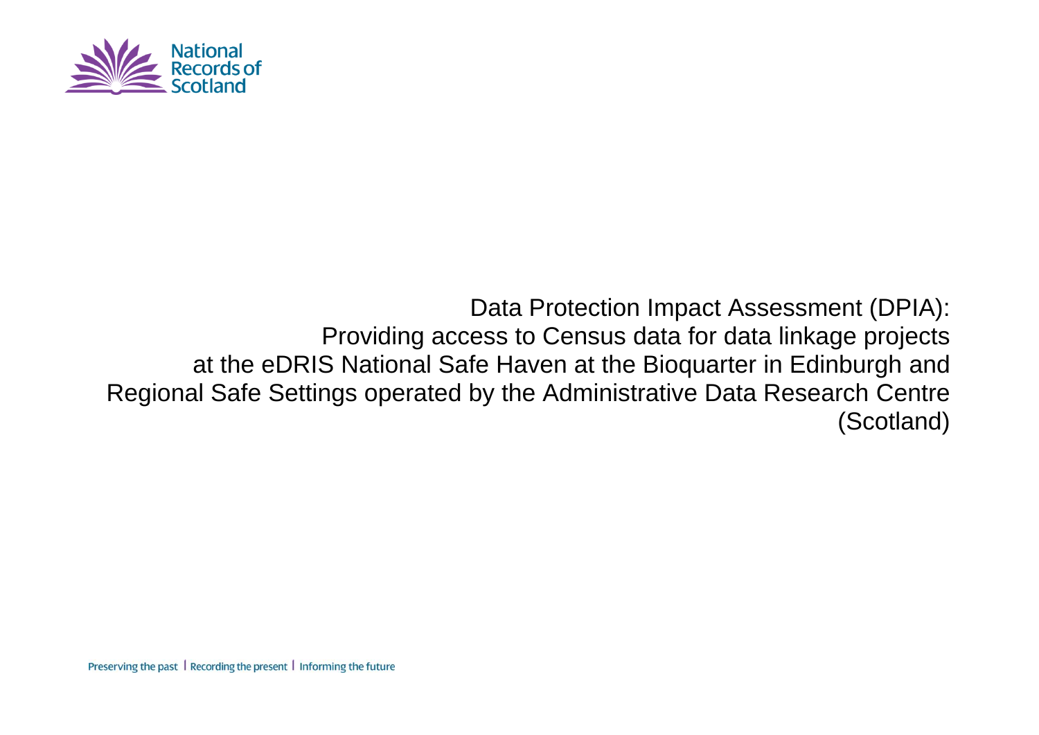National Records of Scotland

# Data Protection Impact Assessment (DPIA): Providing access to Census data for data linkage projects at the eDRIS National Safe Haven at the Bioquarter in Edinburgh and Regional Safe Settings operated by the Administrative Data Research Centre (Scotland)

Preserving the past | Recording the present | Informing the future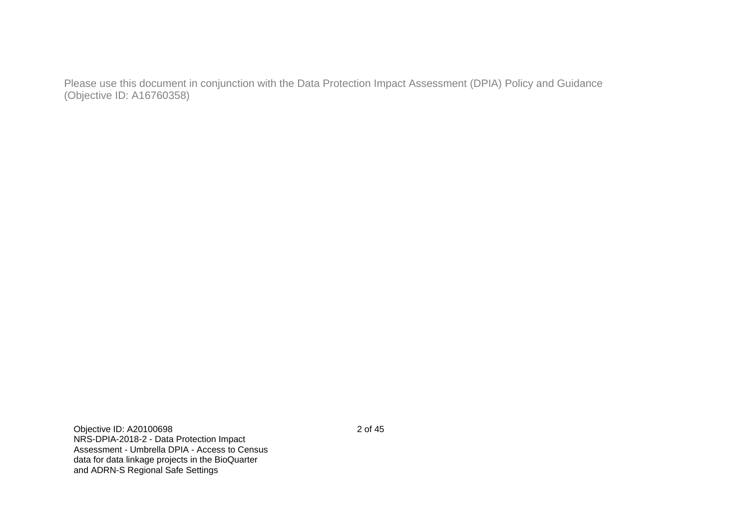Please use this document in conjunction with the Data Protection Impact Assessment (DPIA) Policy and Guidance (Objective ID: A16760358)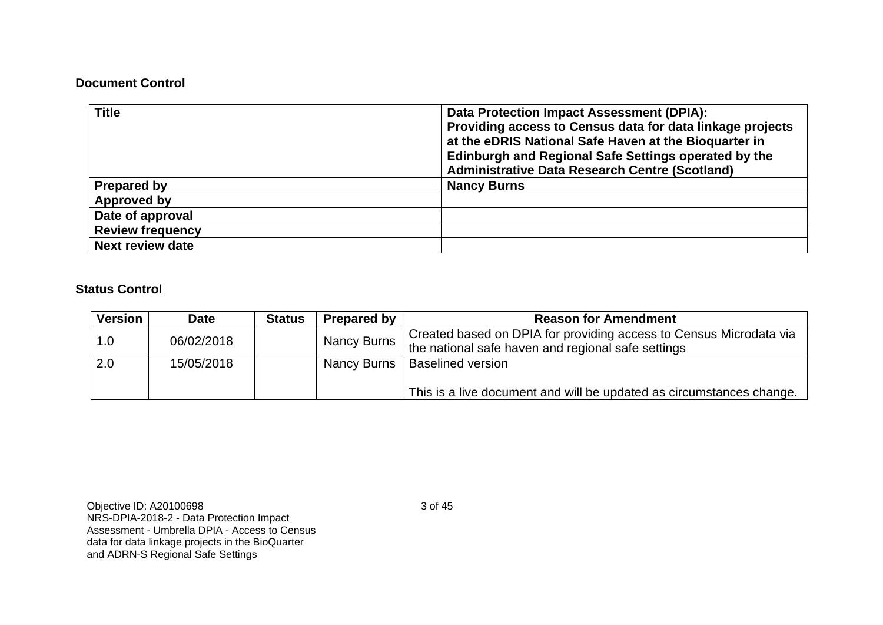**Document Control**

| Title | Data Protection Impact Assessment (DPIA): Providing access to Census data for data linkage projects at the eDRIS National Safe Haven at the Bioquarter in Edinburgh and Regional Safe Settings operated by the Administrative Data Research Centre (Scotland) |
|---|---|
| **Prepared by** | **Nancy Burns** |
| **Approved by** | |
| **Date of approval** | |
| **Review frequency** | |
| **Next review date** | |

**Status Control**

| Version | Date | Status | Prepared by | Reason for Amendment |
|---|---|---|---|---|
| 1.0 | 06/02/2018 | | Nancy Burns | Created based on DPIA for providing access to Census Microdata via the national safe haven and regional safe settings |
| 2.0 | 15/05/2018 | | Nancy Burns | Baselined version<br><br>This is a live document and will be updated as circumstances change. |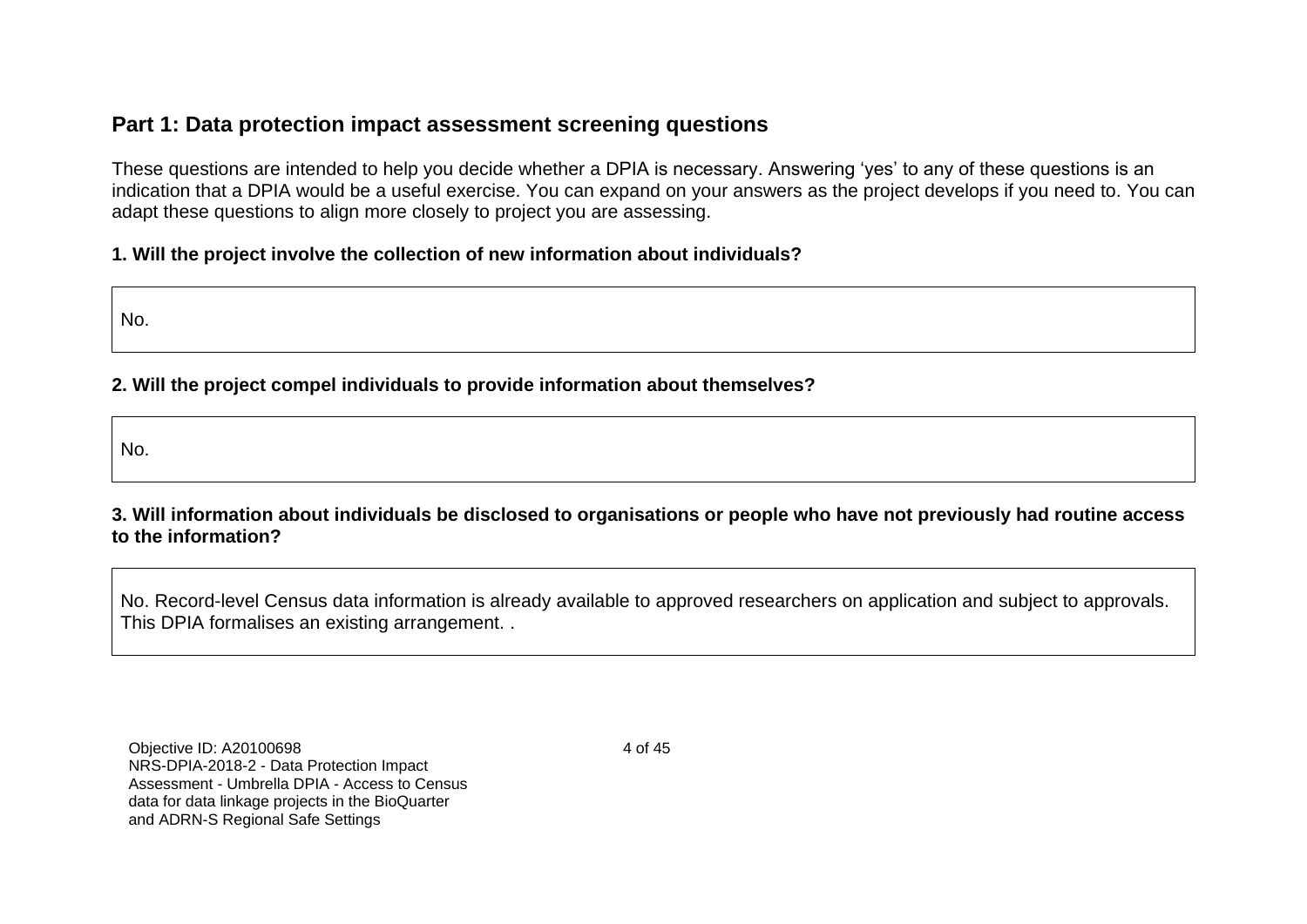## Part 1: Data protection impact assessment screening questions

These questions are intended to help you decide whether a DPIA is necessary. Answering 'yes' to any of these questions is an indication that a DPIA would be a useful exercise. You can expand on your answers as the project develops if you need to. You can adapt these questions to align more closely to project you are assessing.

**1. Will the project involve the collection of new information about individuals?**

No.

**2. Will the project compel individuals to provide information about themselves?**

No.

**3. Will information about individuals be disclosed to organisations or people who have not previously had routine access to the information?**

No. Record-level Census data information is already available to approved researchers on application and subject to approvals. This DPIA formalises an existing arrangement. .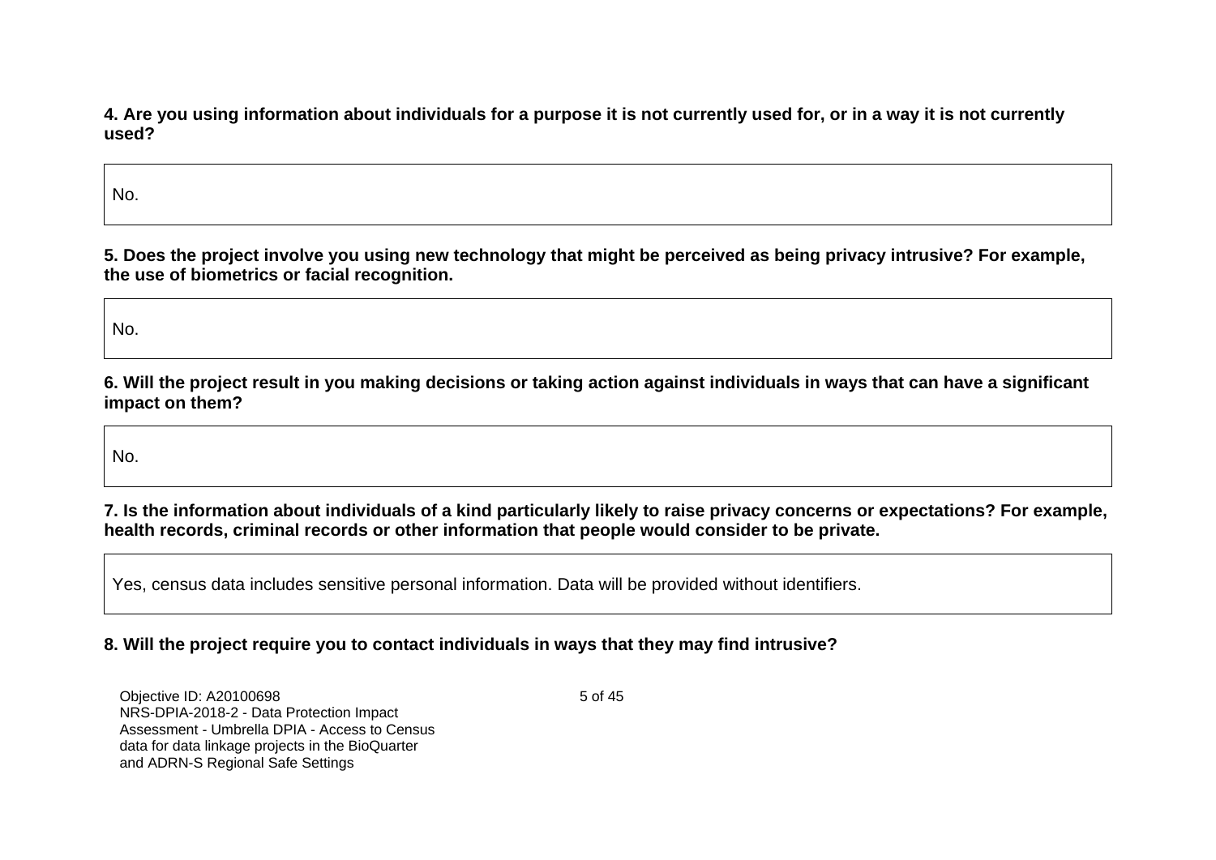**4. Are you using information about individuals for a purpose it is not currently used for, or in a way it is not currently used?**

No.

**5. Does the project involve you using new technology that might be perceived as being privacy intrusive? For example, the use of biometrics or facial recognition.**

No.

**6. Will the project result in you making decisions or taking action against individuals in ways that can have a significant impact on them?**

No.

**7. Is the information about individuals of a kind particularly likely to raise privacy concerns or expectations? For example, health records, criminal records or other information that people would consider to be private.**

Yes, census data includes sensitive personal information. Data will be provided without identifiers.

**8. Will the project require you to contact individuals in ways that they may find intrusive?**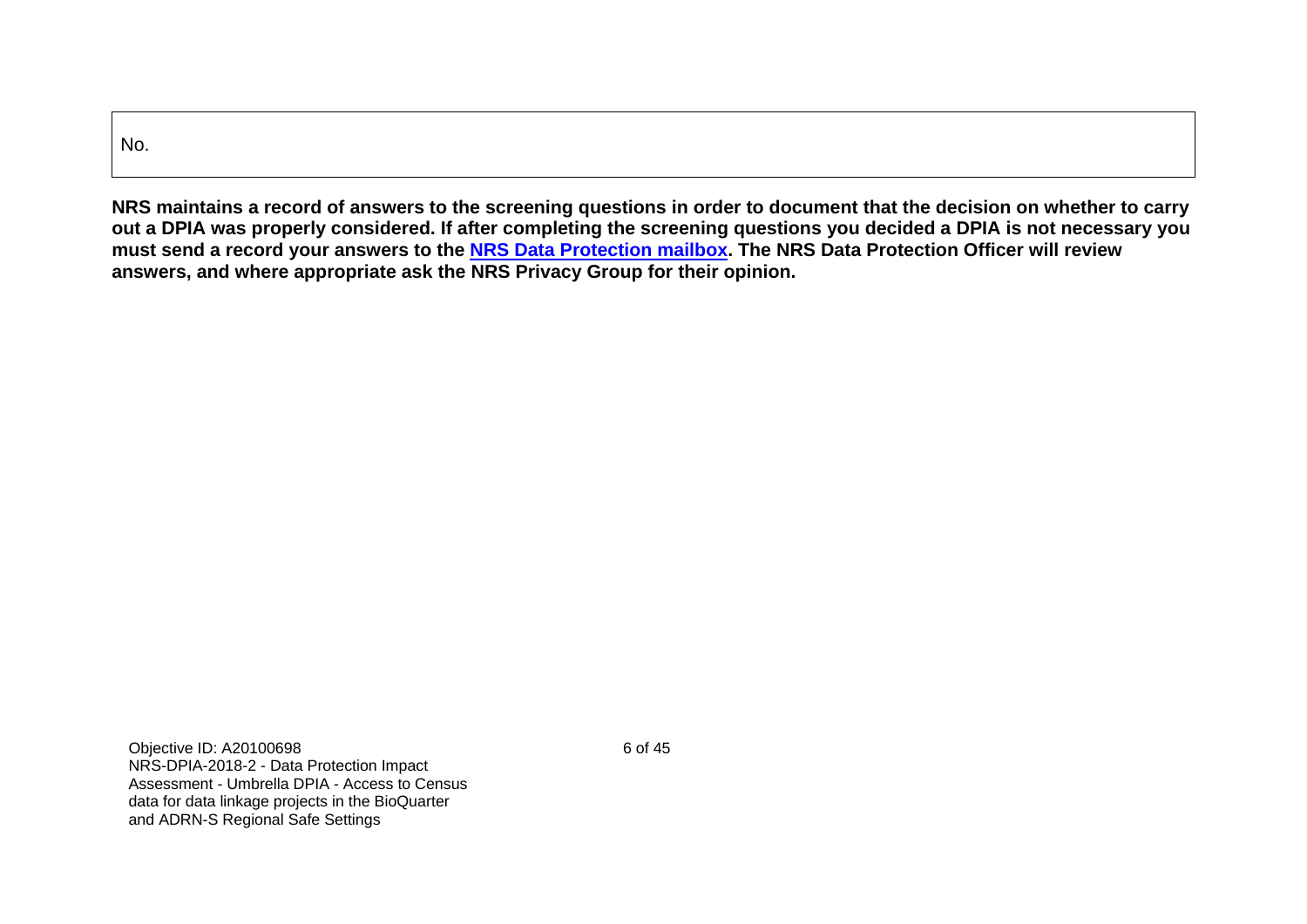| No. |
| --- |

**NRS maintains a record of answers to the screening questions in order to document that the decision on whether to carry out a DPIA was properly considered. If after completing the screening questions you decided a DPIA is not necessary you must send a record your answers to the [NRS Data Protection mailbox](). The NRS Data Protection Officer will review answers, and where appropriate ask the NRS Privacy Group for their opinion.**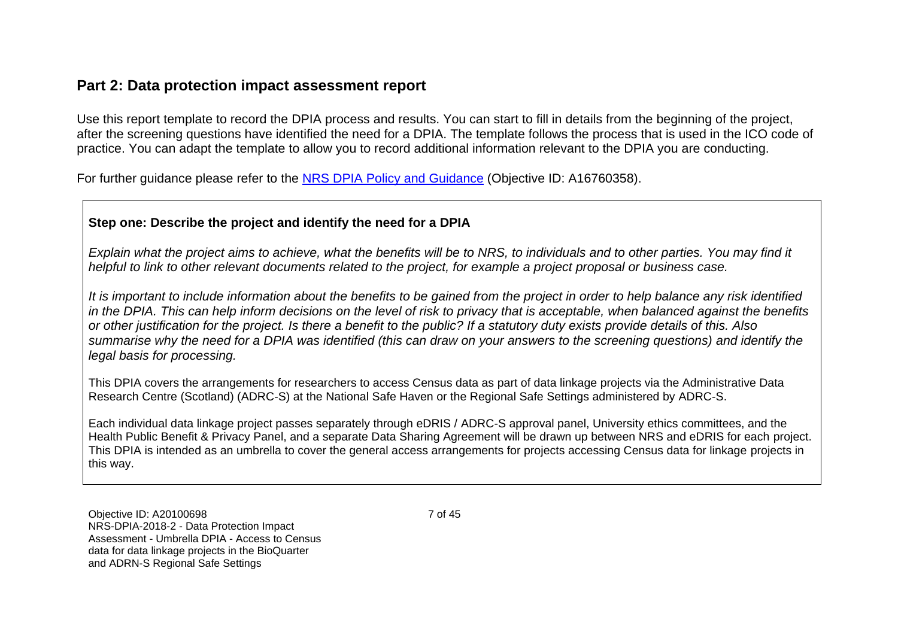## Part 2: Data protection impact assessment report

Use this report template to record the DPIA process and results. You can start to fill in details from the beginning of the project, after the screening questions have identified the need for a DPIA. The template follows the process that is used in the ICO code of practice. You can adapt the template to allow you to record additional information relevant to the DPIA you are conducting.

For further guidance please refer to the [NRS DPIA Policy and Guidance](#) (Objective ID: A16760358).

### Step one: Describe the project and identify the need for a DPIA

*Explain what the project aims to achieve, what the benefits will be to NRS, to individuals and to other parties. You may find it helpful to link to other relevant documents related to the project, for example a project proposal or business case.*

*It is important to include information about the benefits to be gained from the project in order to help balance any risk identified in the DPIA. This can help inform decisions on the level of risk to privacy that is acceptable, when balanced against the benefits or other justification for the project. Is there a benefit to the public? If a statutory duty exists provide details of this. Also summarise why the need for a DPIA was identified (this can draw on your answers to the screening questions) and identify the legal basis for processing.*

This DPIA covers the arrangements for researchers to access Census data as part of data linkage projects via the Administrative Data Research Centre (Scotland) (ADRC-S) at the National Safe Haven or the Regional Safe Settings administered by ADRC-S.

Each individual data linkage project passes separately through eDRIS / ADRC-S approval panel, University ethics committees, and the Health Public Benefit & Privacy Panel, and a separate Data Sharing Agreement will be drawn up between NRS and eDRIS for each project. This DPIA is intended as an umbrella to cover the general access arrangements for projects accessing Census data for linkage projects in this way.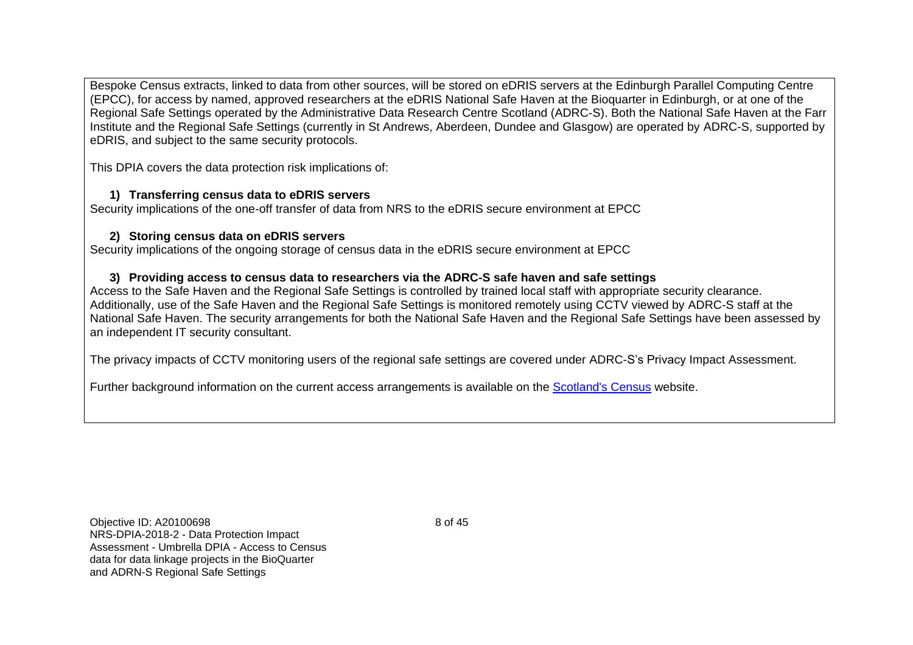Bespoke Census extracts, linked to data from other sources, will be stored on eDRIS servers at the Edinburgh Parallel Computing Centre (EPCC), for access by named, approved researchers at the eDRIS National Safe Haven at the Bioquarter in Edinburgh, or at one of the Regional Safe Settings operated by the Administrative Data Research Centre Scotland (ADRC-S). Both the National Safe Haven at the Farr Institute and the Regional Safe Settings (currently in St Andrews, Aberdeen, Dundee and Glasgow) are operated by ADRC-S, supported by eDRIS, and subject to the same security protocols.

This DPIA covers the data protection risk implications of:

1) **Transferring census data to eDRIS servers**

Security implications of the one-off transfer of data from NRS to the eDRIS secure environment at EPCC

2) **Storing census data on eDRIS servers**

Security implications of the ongoing storage of census data in the eDRIS secure environment at EPCC

3) **Providing access to census data to researchers via the ADRC-S safe haven and safe settings**

Access to the Safe Haven and the Regional Safe Settings is controlled by trained local staff with appropriate security clearance. Additionally, use of the Safe Haven and the Regional Safe Settings is monitored remotely using CCTV viewed by ADRC-S staff at the National Safe Haven. The security arrangements for both the National Safe Haven and the Regional Safe Settings have been assessed by an independent IT security consultant.

The privacy impacts of CCTV monitoring users of the regional safe settings are covered under ADRC-S's Privacy Impact Assessment.

Further background information on the current access arrangements is available on the Scotland's Census website.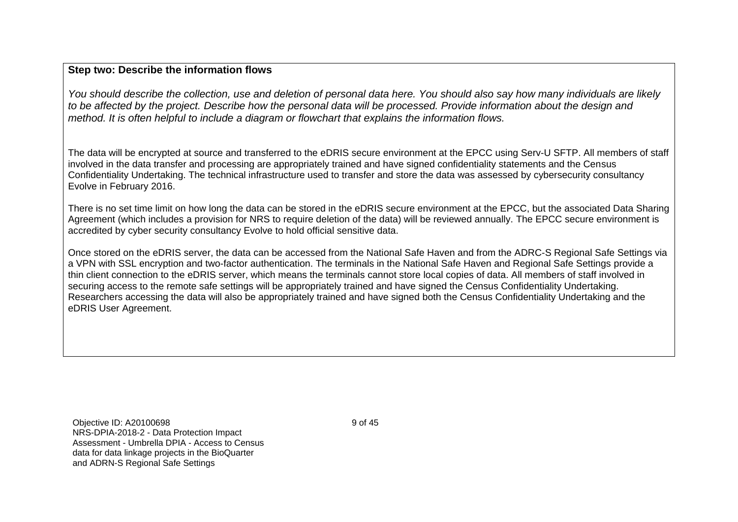**Step two: Describe the information flows**

*You should describe the collection, use and deletion of personal data here. You should also say how many individuals are likely to be affected by the project. Describe how the personal data will be processed. Provide information about the design and method. It is often helpful to include a diagram or flowchart that explains the information flows.*

The data will be encrypted at source and transferred to the eDRIS secure environment at the EPCC using Serv-U SFTP. All members of staff involved in the data transfer and processing are appropriately trained and have signed confidentiality statements and the Census Confidentiality Undertaking. The technical infrastructure used to transfer and store the data was assessed by cybersecurity consultancy Evolve in February 2016.

There is no set time limit on how long the data can be stored in the eDRIS secure environment at the EPCC, but the associated Data Sharing Agreement (which includes a provision for NRS to require deletion of the data) will be reviewed annually. The EPCC secure environment is accredited by cyber security consultancy Evolve to hold official sensitive data.

Once stored on the eDRIS server, the data can be accessed from the National Safe Haven and from the ADRC-S Regional Safe Settings via a VPN with SSL encryption and two-factor authentication. The terminals in the National Safe Haven and Regional Safe Settings provide a thin client connection to the eDRIS server, which means the terminals cannot store local copies of data. All members of staff involved in securing access to the remote safe settings will be appropriately trained and have signed the Census Confidentiality Undertaking. Researchers accessing the data will also be appropriately trained and have signed both the Census Confidentiality Undertaking and the eDRIS User Agreement.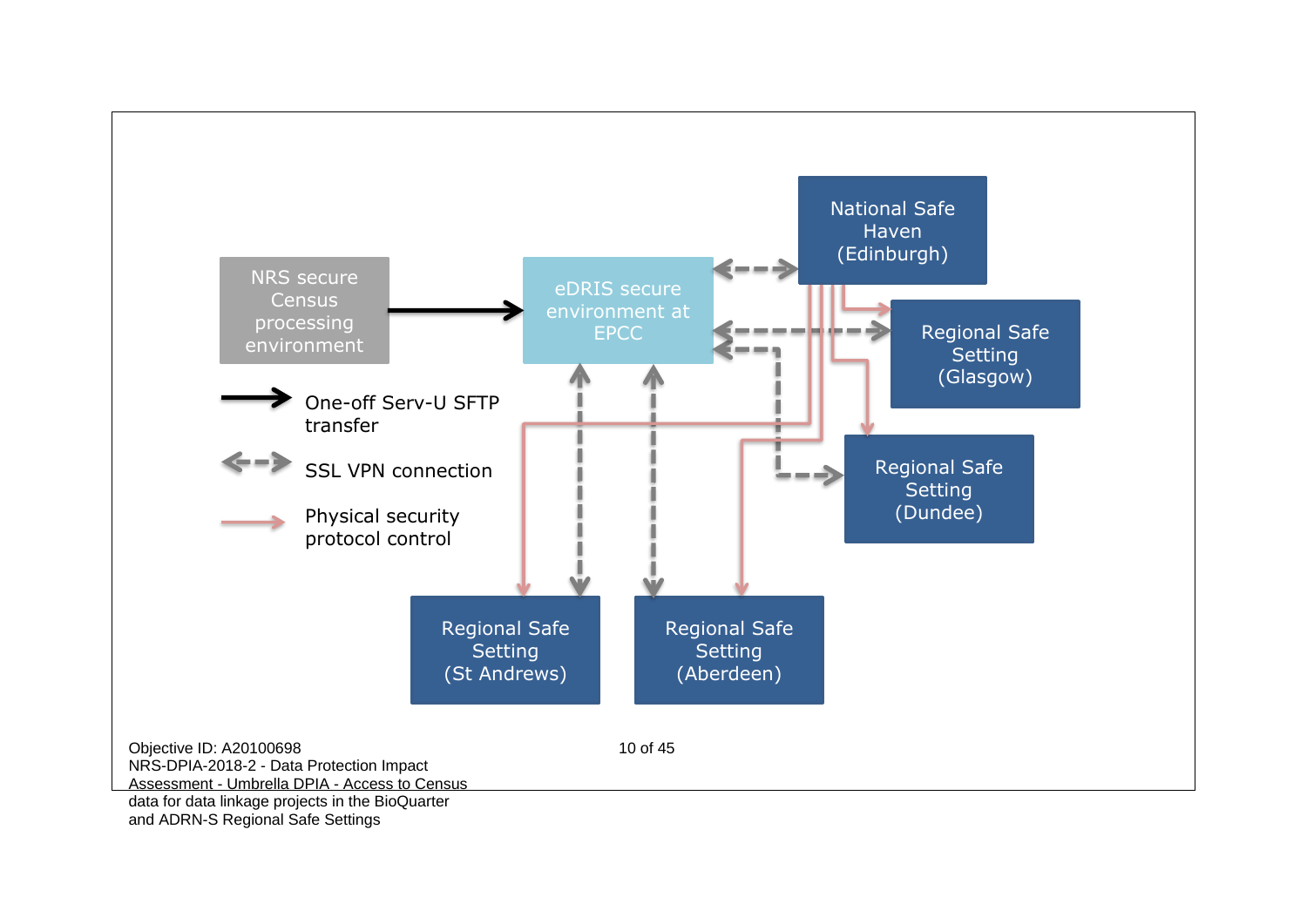NRS secure Census processing environment

eDRIS secure environment at EPCC

National Safe Haven (Edinburgh)

Regional Safe Setting (Glasgow)

Regional Safe Setting (Dundee)

Regional Safe Setting (St Andrews)

Regional Safe Setting (Aberdeen)

One-off Serv-U SFTP transfer

SSL VPN connection

Physical security protocol control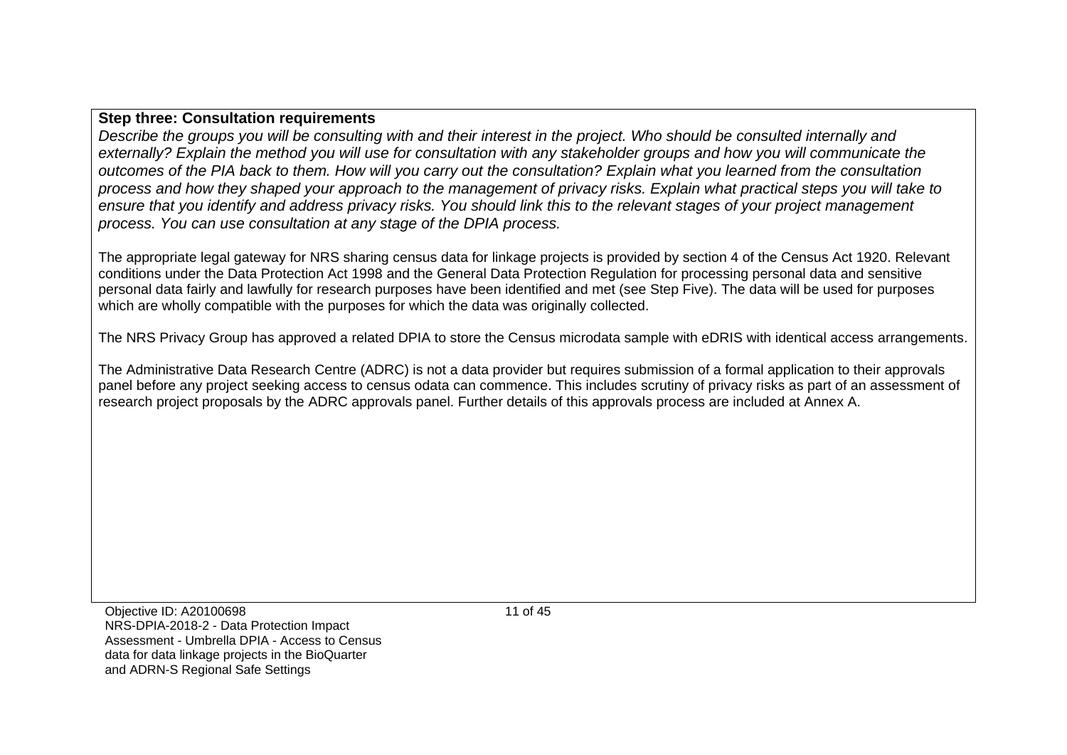**Step three: Consultation requirements**

*Describe the groups you will be consulting with and their interest in the project. Who should be consulted internally and externally? Explain the method you will use for consultation with any stakeholder groups and how you will communicate the outcomes of the PIA back to them. How will you carry out the consultation? Explain what you learned from the consultation process and how they shaped your approach to the management of privacy risks. Explain what practical steps you will take to ensure that you identify and address privacy risks. You should link this to the relevant stages of your project management process. You can use consultation at any stage of the DPIA process.*

The appropriate legal gateway for NRS sharing census data for linkage projects is provided by section 4 of the Census Act 1920. Relevant conditions under the Data Protection Act 1998 and the General Data Protection Regulation for processing personal data and sensitive personal data fairly and lawfully for research purposes have been identified and met (see Step Five). The data will be used for purposes which are wholly compatible with the purposes for which the data was originally collected.

The NRS Privacy Group has approved a related DPIA to store the Census microdata sample with eDRIS with identical access arrangements.

The Administrative Data Research Centre (ADRC) is not a data provider but requires submission of a formal application to their approvals panel before any project seeking access to census odata can commence. This includes scrutiny of privacy risks as part of an assessment of research project proposals by the ADRC approvals panel. Further details of this approvals process are included at Annex A.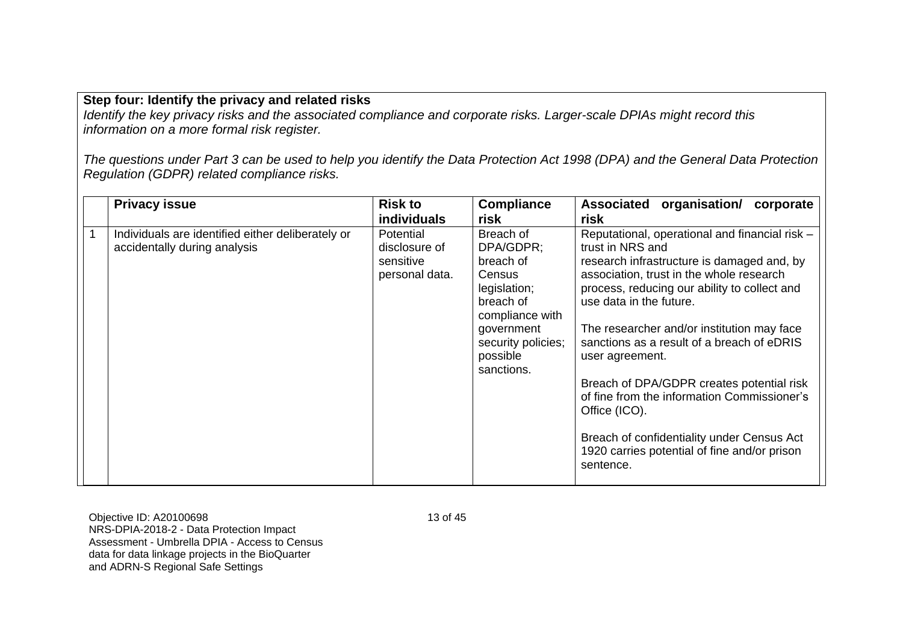**Step four: Identify the privacy and related risks**

*Identify the key privacy risks and the associated compliance and corporate risks. Larger-scale DPIAs might record this information on a more formal risk register.*

*The questions under Part 3 can be used to help you identify the Data Protection Act 1998 (DPA) and the General Data Protection Regulation (GDPR) related compliance risks.*

| | **Privacy issue** | **Risk to individuals** | **Compliance risk** | **Associated organisation/ corporate risk** |
|---|---|---|---|---|
| 1 | Individuals are identified either deliberately or accidentally during analysis | Potential disclosure of sensitive personal data. | Breach of DPA/GDPR; breach of Census legislation; breach of compliance with government security policies; possible sanctions. | Reputational, operational and financial risk – trust in NRS and research infrastructure is damaged and, by association, trust in the whole research process, reducing our ability to collect and use data in the future.<br><br>The researcher and/or institution may face sanctions as a result of a breach of eDRIS user agreement.<br><br>Breach of DPA/GDPR creates potential risk of fine from the information Commissioner's Office (ICO).<br><br>Breach of confidentiality under Census Act 1920 carries potential of fine and/or prison sentence. |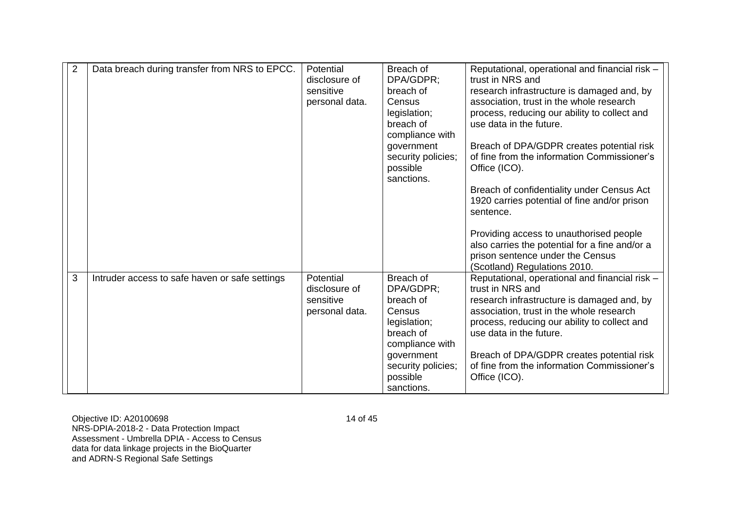| 2 | Data breach during transfer from NRS to EPCC. | Potential disclosure of sensitive personal data. | Breach of DPA/GDPR; breach of Census legislation; breach of compliance with government security policies; possible sanctions. | Reputational, operational and financial risk – trust in NRS and research infrastructure is damaged and, by association, trust in the whole research process, reducing our ability to collect and use data in the future.<br><br>Breach of DPA/GDPR creates potential risk of fine from the information Commissioner's Office (ICO).<br><br>Breach of confidentiality under Census Act 1920 carries potential of fine and/or prison sentence.<br><br>Providing access to unauthorised people also carries the potential for a fine and/or a prison sentence under the Census (Scotland) Regulations 2010. |
|---|---|---|---|---|
| 3 | Intruder access to safe haven or safe settings | Potential disclosure of sensitive personal data. | Breach of DPA/GDPR; breach of Census legislation; breach of compliance with government security policies; possible sanctions. | Reputational, operational and financial risk – trust in NRS and research infrastructure is damaged and, by association, trust in the whole research process, reducing our ability to collect and use data in the future.<br><br>Breach of DPA/GDPR creates potential risk of fine from the information Commissioner's Office (ICO). |

Objective ID: A20100698
NRS-DPIA-2018-2 - Data Protection Impact Assessment - Umbrella DPIA - Access to Census data for data linkage projects in the BioQuarter and ADRN-S Regional Safe Settings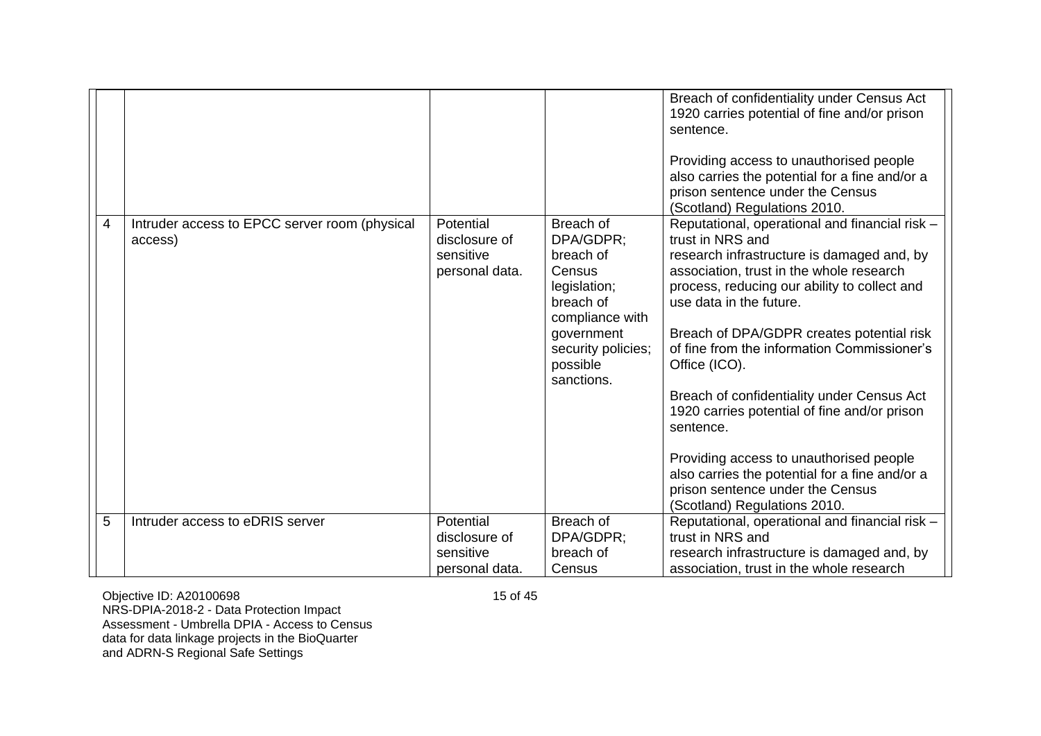| | | | | |
|---|---|---|---|---|
| | | | | Breach of confidentiality under Census Act 1920 carries potential of fine and/or prison sentence.<br><br>Providing access to unauthorised people also carries the potential for a fine and/or a prison sentence under the Census (Scotland) Regulations 2010. |
| 4 | Intruder access to EPCC server room (physical access) | Potential disclosure of sensitive personal data. | Breach of DPA/GDPR; breach of Census legislation; breach of compliance with government security policies; possible sanctions. | Reputational, operational and financial risk – trust in NRS and research infrastructure is damaged and, by association, trust in the whole research process, reducing our ability to collect and use data in the future.<br><br>Breach of DPA/GDPR creates potential risk of fine from the information Commissioner's Office (ICO).<br><br>Breach of confidentiality under Census Act 1920 carries potential of fine and/or prison sentence.<br><br>Providing access to unauthorised people also carries the potential for a fine and/or a prison sentence under the Census (Scotland) Regulations 2010. |
| 5 | Intruder access to eDRIS server | Potential disclosure of sensitive personal data. | Breach of DPA/GDPR; breach of Census | Reputational, operational and financial risk – trust in NRS and research infrastructure is damaged and, by association, trust in the whole research |

Objective ID: A20100698
NRS-DPIA-2018-2 - Data Protection Impact Assessment - Umbrella DPIA - Access to Census data for data linkage projects in the BioQuarter and ADRN-S Regional Safe Settings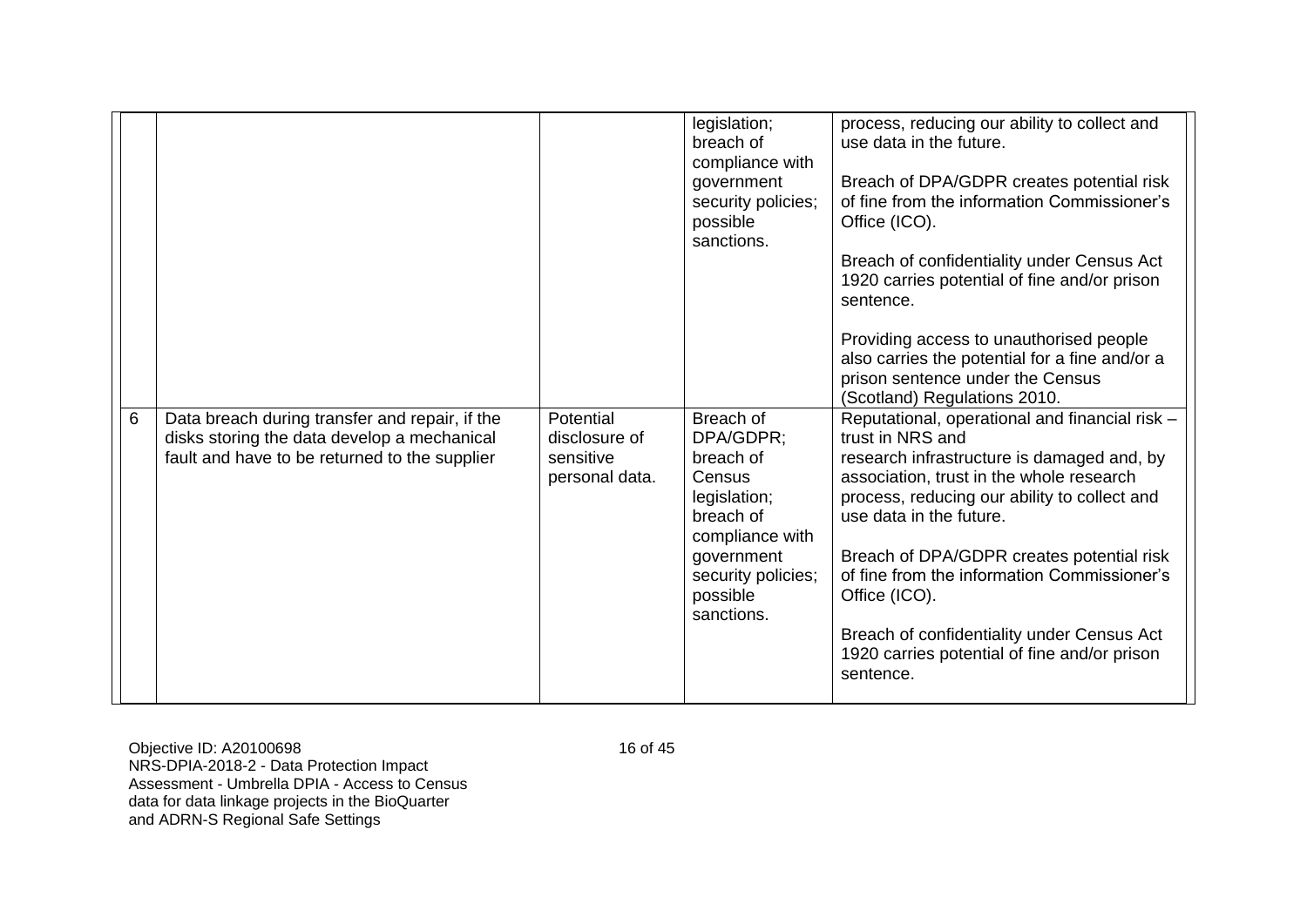| | | | | |
|---|---|---|---|---|
| | | | legislation; breach of compliance with government security policies; possible sanctions. | process, reducing our ability to collect and use data in the future.<br><br>Breach of DPA/GDPR creates potential risk of fine from the information Commissioner's Office (ICO).<br><br>Breach of confidentiality under Census Act 1920 carries potential of fine and/or prison sentence.<br><br>Providing access to unauthorised people also carries the potential for a fine and/or a prison sentence under the Census (Scotland) Regulations 2010. |
| 6 | Data breach during transfer and repair, if the disks storing the data develop a mechanical fault and have to be returned to the supplier | Potential disclosure of sensitive personal data. | Breach of DPA/GDPR; breach of Census legislation; breach of compliance with government security policies; possible sanctions. | Reputational, operational and financial risk – trust in NRS and research infrastructure is damaged and, by association, trust in the whole research process, reducing our ability to collect and use data in the future.<br><br>Breach of DPA/GDPR creates potential risk of fine from the information Commissioner's Office (ICO).<br><br>Breach of confidentiality under Census Act 1920 carries potential of fine and/or prison sentence. |

Objective ID: A20100698
NRS-DPIA-2018-2 - Data Protection Impact Assessment - Umbrella DPIA - Access to Census data for data linkage projects in the BioQuarter and ADRN-S Regional Safe Settings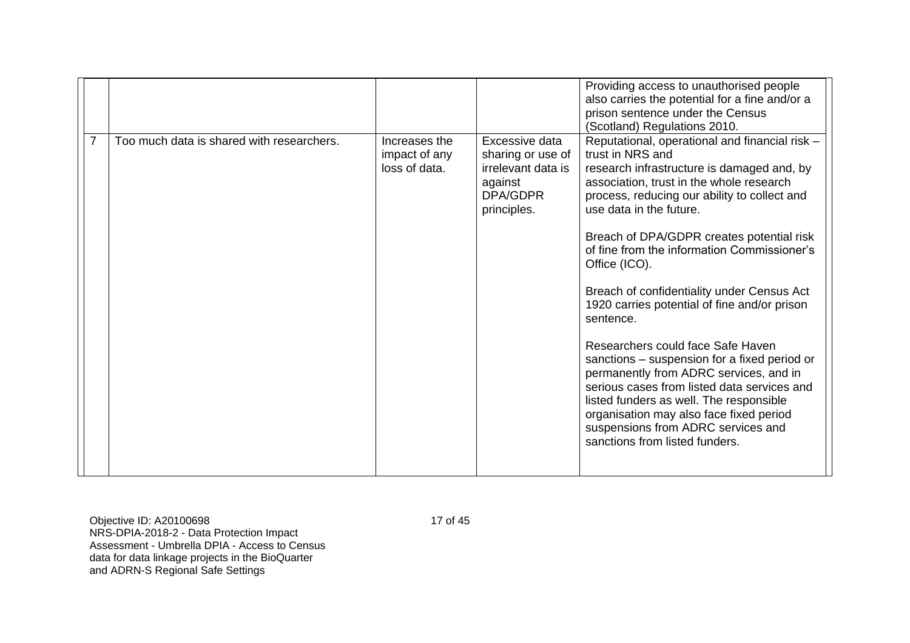| | | | | |
|---|---|---|---|---|
| | | | | Providing access to unauthorised people also carries the potential for a fine and/or a prison sentence under the Census (Scotland) Regulations 2010. |
| 7 | Too much data is shared with researchers. | Increases the impact of any loss of data. | Excessive data sharing or use of irrelevant data is against DPA/GDPR principles. | Reputational, operational and financial risk – trust in NRS and research infrastructure is damaged and, by association, trust in the whole research process, reducing our ability to collect and use data in the future.<br><br>Breach of DPA/GDPR creates potential risk of fine from the information Commissioner's Office (ICO).<br><br>Breach of confidentiality under Census Act 1920 carries potential of fine and/or prison sentence.<br><br>Researchers could face Safe Haven sanctions – suspension for a fixed period or permanently from ADRC services, and in serious cases from listed data services and listed funders as well. The responsible organisation may also face fixed period suspensions from ADRC services and sanctions from listed funders. |

Objective ID: A20100698
NRS-DPIA-2018-2 - Data Protection Impact Assessment - Umbrella DPIA - Access to Census data for data linkage projects in the BioQuarter and ADRN-S Regional Safe Settings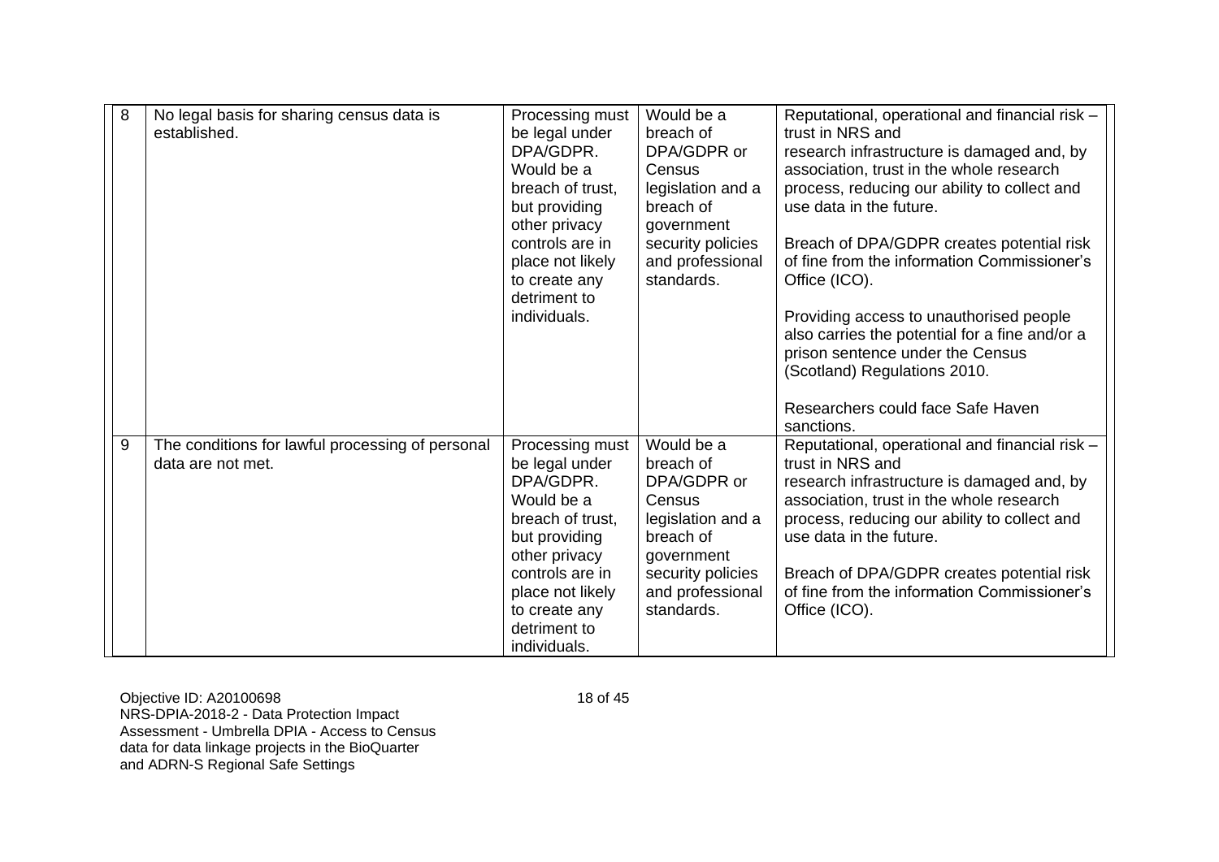| | | | | |
|---|---|---|---|---|
| 8 | No legal basis for sharing census data is established. | Processing must be legal under DPA/GDPR. Would be a breach of trust, but providing other privacy controls are in place not likely to create any detriment to individuals. | Would be a breach of DPA/GDPR or Census legislation and a breach of government security policies and professional standards. | Reputational, operational and financial risk – trust in NRS and research infrastructure is damaged and, by association, trust in the whole research process, reducing our ability to collect and use data in the future.<br><br>Breach of DPA/GDPR creates potential risk of fine from the information Commissioner's Office (ICO).<br><br>Providing access to unauthorised people also carries the potential for a fine and/or a prison sentence under the Census (Scotland) Regulations 2010.<br><br>Researchers could face Safe Haven sanctions. |
| 9 | The conditions for lawful processing of personal data are not met. | Processing must be legal under DPA/GDPR. Would be a breach of trust, but providing other privacy controls are in place not likely to create any detriment to individuals. | Would be a breach of DPA/GDPR or Census legislation and a breach of government security policies and professional standards. | Reputational, operational and financial risk – trust in NRS and research infrastructure is damaged and, by association, trust in the whole research process, reducing our ability to collect and use data in the future.<br><br>Breach of DPA/GDPR creates potential risk of fine from the information Commissioner's Office (ICO). |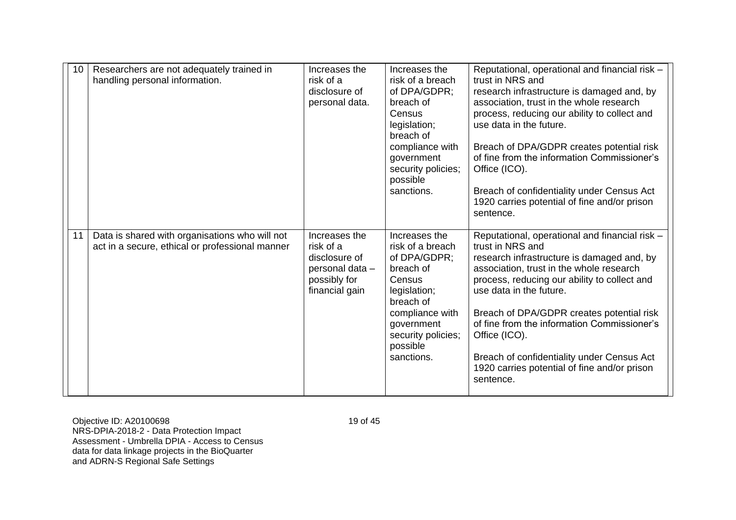| | | | | |
|---|---|---|---|---|
| 10 | Researchers are not adequately trained in handling personal information. | Increases the risk of a disclosure of personal data. | Increases the risk of a breach of DPA/GDPR; breach of Census legislation; breach of compliance with government security policies; possible sanctions. | Reputational, operational and financial risk – trust in NRS and research infrastructure is damaged and, by association, trust in the whole research process, reducing our ability to collect and use data in the future.<br><br>Breach of DPA/GDPR creates potential risk of fine from the information Commissioner's Office (ICO).<br><br>Breach of confidentiality under Census Act 1920 carries potential of fine and/or prison sentence. |
| 11 | Data is shared with organisations who will not act in a secure, ethical or professional manner | Increases the risk of a disclosure of personal data – possibly for financial gain | Increases the risk of a breach of DPA/GDPR; breach of Census legislation; breach of compliance with government security policies; possible sanctions. | Reputational, operational and financial risk – trust in NRS and research infrastructure is damaged and, by association, trust in the whole research process, reducing our ability to collect and use data in the future.<br><br>Breach of DPA/GDPR creates potential risk of fine from the information Commissioner's Office (ICO).<br><br>Breach of confidentiality under Census Act 1920 carries potential of fine and/or prison sentence. |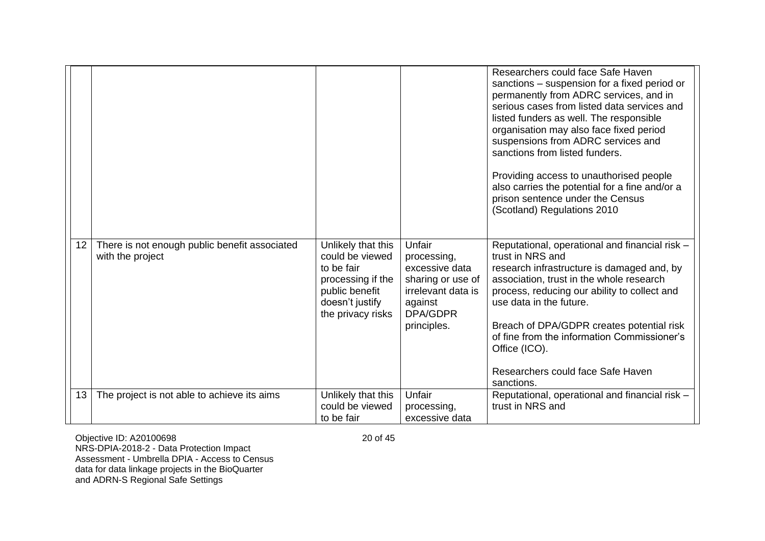| | | | | |
|---|---|---|---|---|
| | | | | Researchers could face Safe Haven sanctions – suspension for a fixed period or permanently from ADRC services, and in serious cases from listed data services and listed funders as well. The responsible organisation may also face fixed period suspensions from ADRC services and sanctions from listed funders.<br><br>Providing access to unauthorised people also carries the potential for a fine and/or a prison sentence under the Census (Scotland) Regulations 2010 |
| 12 | There is not enough public benefit associated with the project | Unlikely that this could be viewed to be fair processing if the public benefit doesn't justify the privacy risks | Unfair processing, excessive data sharing or use of irrelevant data is against DPA/GDPR principles. | Reputational, operational and financial risk – trust in NRS and research infrastructure is damaged and, by association, trust in the whole research process, reducing our ability to collect and use data in the future.<br><br>Breach of DPA/GDPR creates potential risk of fine from the information Commissioner's Office (ICO).<br><br>Researchers could face Safe Haven sanctions. |
| 13 | The project is not able to achieve its aims | Unlikely that this could be viewed to be fair | Unfair processing, excessive data | Reputational, operational and financial risk – trust in NRS and |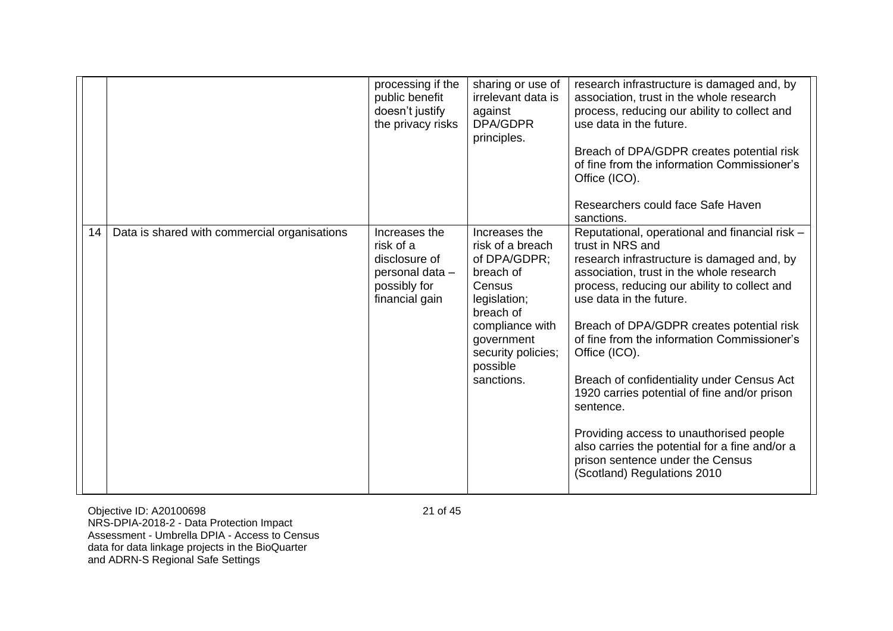| | | | | |
|---|---|---|---|---|
| | | processing if the public benefit doesn't justify the privacy risks | sharing or use of irrelevant data is against DPA/GDPR principles. | research infrastructure is damaged and, by association, trust in the whole research process, reducing our ability to collect and use data in the future.<br><br>Breach of DPA/GDPR creates potential risk of fine from the information Commissioner's Office (ICO).<br><br>Researchers could face Safe Haven sanctions. |
| 14 | Data is shared with commercial organisations | Increases the risk of a disclosure of personal data – possibly for financial gain | Increases the risk of a breach of DPA/GDPR; breach of Census legislation; breach of compliance with government security policies; possible sanctions. | Reputational, operational and financial risk – trust in NRS and research infrastructure is damaged and, by association, trust in the whole research process, reducing our ability to collect and use data in the future.<br><br>Breach of DPA/GDPR creates potential risk of fine from the information Commissioner's Office (ICO).<br><br>Breach of confidentiality under Census Act 1920 carries potential of fine and/or prison sentence.<br><br>Providing access to unauthorised people also carries the potential for a fine and/or a prison sentence under the Census (Scotland) Regulations 2010 |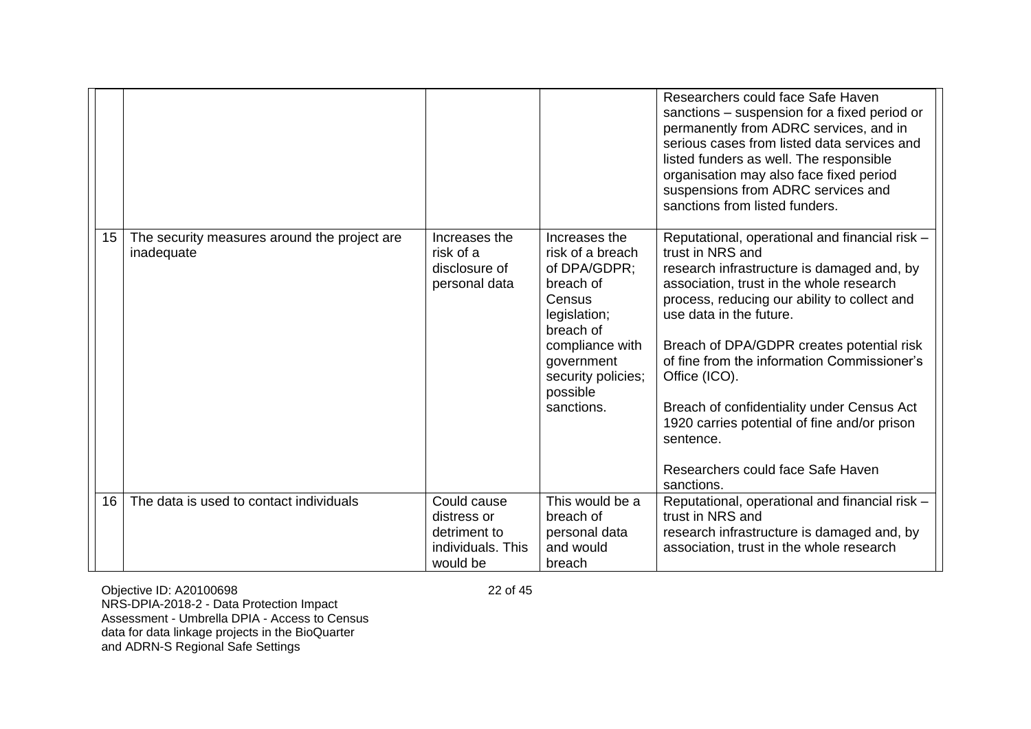| | | | | |
|---|---|---|---|---|
| | | | | Researchers could face Safe Haven sanctions – suspension for a fixed period or permanently from ADRC services, and in serious cases from listed data services and listed funders as well. The responsible organisation may also face fixed period suspensions from ADRC services and sanctions from listed funders. |
| 15 | The security measures around the project are inadequate | Increases the risk of a disclosure of personal data | Increases the risk of a breach of DPA/GDPR; breach of Census legislation; breach of compliance with government security policies; possible sanctions. | Reputational, operational and financial risk – trust in NRS and research infrastructure is damaged and, by association, trust in the whole research process, reducing our ability to collect and use data in the future.<br><br>Breach of DPA/GDPR creates potential risk of fine from the information Commissioner's Office (ICO).<br><br>Breach of confidentiality under Census Act 1920 carries potential of fine and/or prison sentence.<br><br>Researchers could face Safe Haven sanctions. |
| 16 | The data is used to contact individuals | Could cause distress or detriment to individuals. This would be | This would be a breach of personal data and would breach | Reputational, operational and financial risk – trust in NRS and research infrastructure is damaged and, by association, trust in the whole research |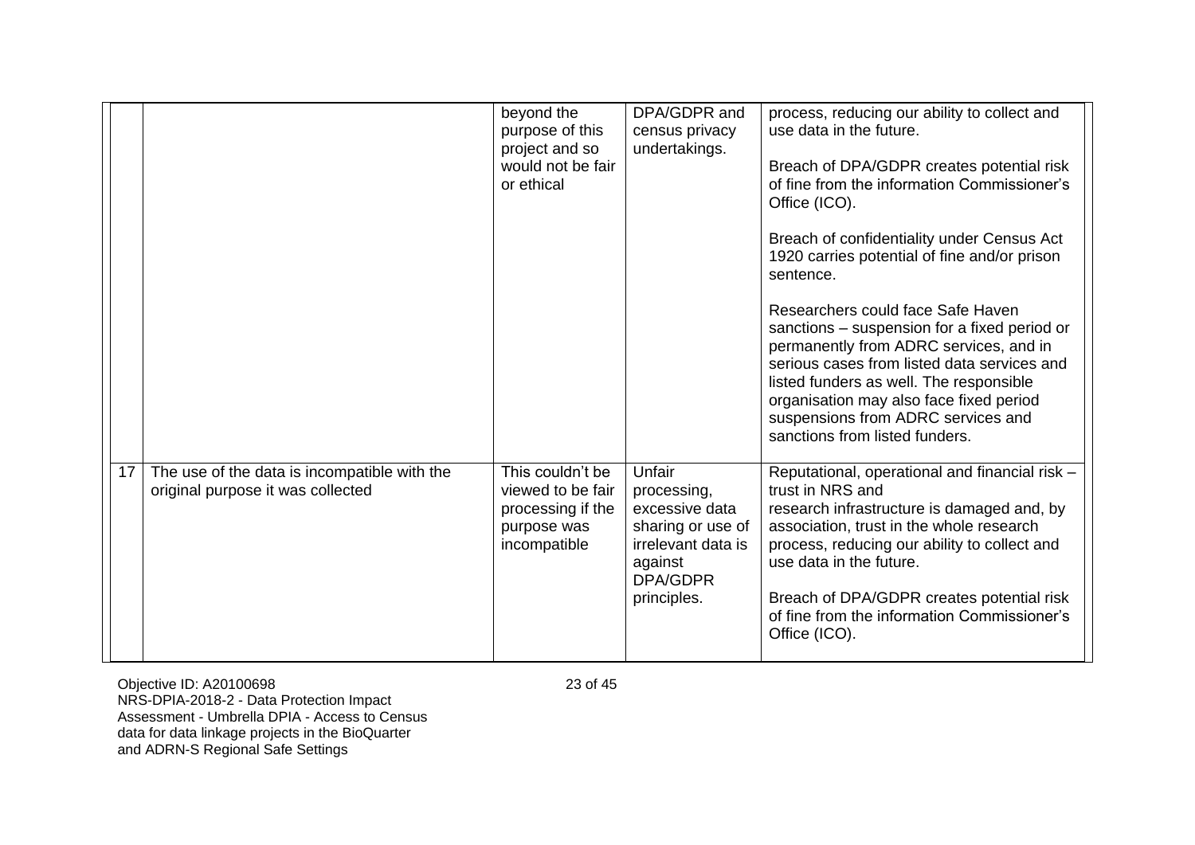| | | | | |
|---|---|---|---|---|
| | | beyond the purpose of this project and so would not be fair or ethical | DPA/GDPR and census privacy undertakings. | process, reducing our ability to collect and use data in the future.<br><br>Breach of DPA/GDPR creates potential risk of fine from the information Commissioner's Office (ICO).<br><br>Breach of confidentiality under Census Act 1920 carries potential of fine and/or prison sentence.<br><br>Researchers could face Safe Haven sanctions – suspension for a fixed period or permanently from ADRC services, and in serious cases from listed data services and listed funders as well. The responsible organisation may also face fixed period suspensions from ADRC services and sanctions from listed funders. |
| 17 | The use of the data is incompatible with the original purpose it was collected | This couldn't be viewed to be fair processing if the purpose was incompatible | Unfair processing, excessive data sharing or use of irrelevant data is against DPA/GDPR principles. | Reputational, operational and financial risk – trust in NRS and research infrastructure is damaged and, by association, trust in the whole research process, reducing our ability to collect and use data in the future.<br><br>Breach of DPA/GDPR creates potential risk of fine from the information Commissioner's Office (ICO). |

Objective ID: A20100698
NRS-DPIA-2018-2 - Data Protection Impact Assessment - Umbrella DPIA - Access to Census data for data linkage projects in the BioQuarter and ADRN-S Regional Safe Settings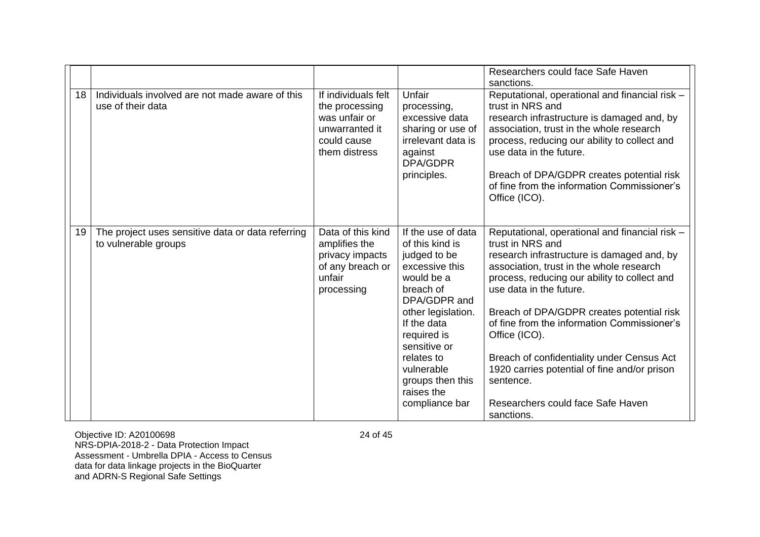| | | | | |
|---|---|---|---|---|
| | | | | Researchers could face Safe Haven sanctions. |
| 18 | Individuals involved are not made aware of this use of their data | If individuals felt the processing was unfair or unwarranted it could cause them distress | Unfair processing, excessive data sharing or use of irrelevant data is against DPA/GDPR principles. | Reputational, operational and financial risk – trust in NRS and research infrastructure is damaged and, by association, trust in the whole research process, reducing our ability to collect and use data in the future.<br><br>Breach of DPA/GDPR creates potential risk of fine from the information Commissioner's Office (ICO). |
| 19 | The project uses sensitive data or data referring to vulnerable groups | Data of this kind amplifies the privacy impacts of any breach or unfair processing | If the use of data of this kind is judged to be excessive this would be a breach of DPA/GDPR and other legislation. If the data required is sensitive or relates to vulnerable groups then this raises the compliance bar | Reputational, operational and financial risk – trust in NRS and research infrastructure is damaged and, by association, trust in the whole research process, reducing our ability to collect and use data in the future.<br><br>Breach of DPA/GDPR creates potential risk of fine from the information Commissioner's Office (ICO).<br><br>Breach of confidentiality under Census Act 1920 carries potential of fine and/or prison sentence.<br><br>Researchers could face Safe Haven sanctions. |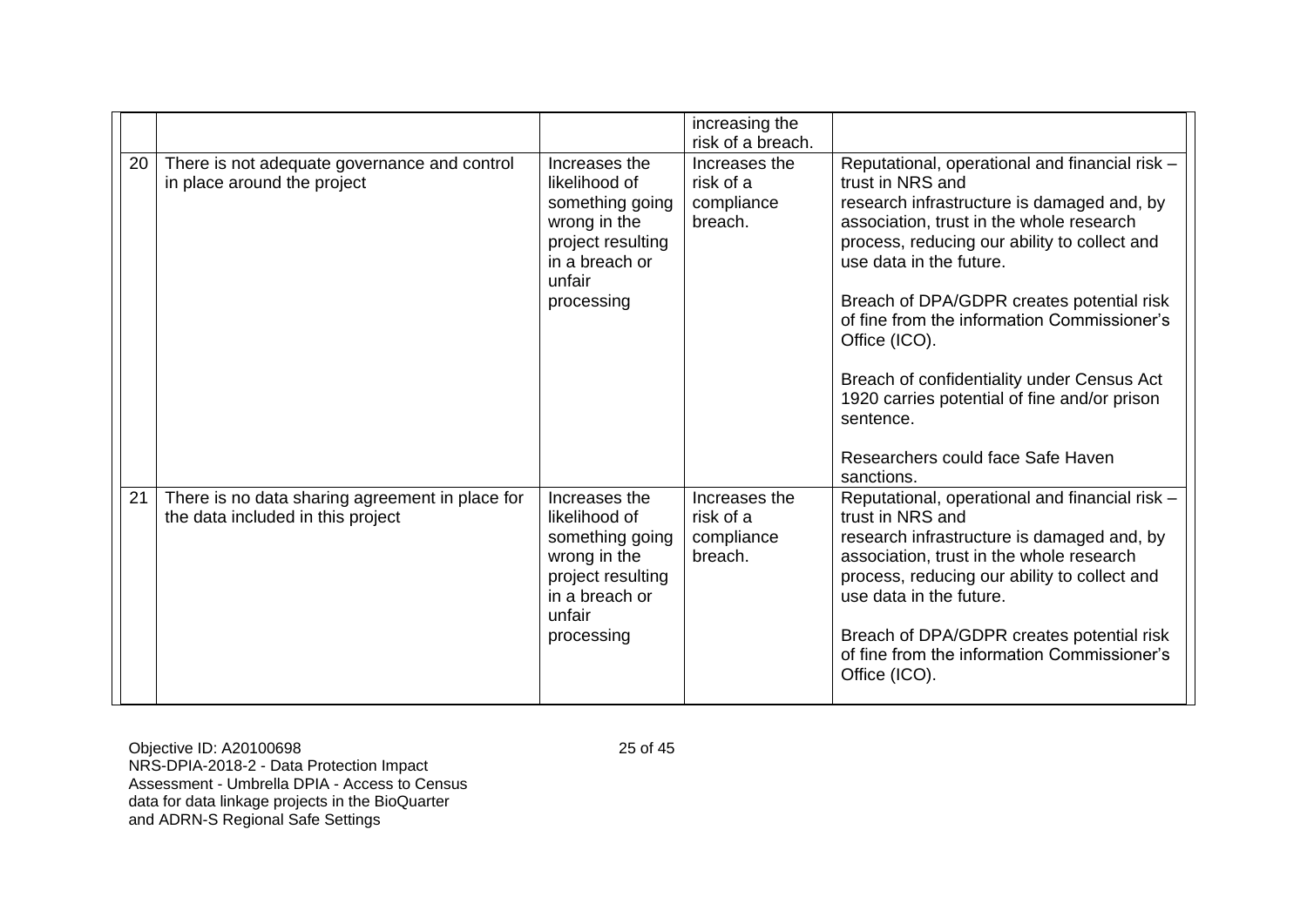|  |  |  | increasing the risk of a breach. |  |
|---|---|---|---|---|
| 20 | There is not adequate governance and control in place around the project | Increases the likelihood of something going wrong in the project resulting in a breach or unfair processing | Increases the risk of a compliance breach. | Reputational, operational and financial risk – trust in NRS and research infrastructure is damaged and, by association, trust in the whole research process, reducing our ability to collect and use data in the future.<br><br>Breach of DPA/GDPR creates potential risk of fine from the information Commissioner's Office (ICO).<br><br>Breach of confidentiality under Census Act 1920 carries potential of fine and/or prison sentence.<br><br>Researchers could face Safe Haven sanctions. |
| 21 | There is no data sharing agreement in place for the data included in this project | Increases the likelihood of something going wrong in the project resulting in a breach or unfair processing | Increases the risk of a compliance breach. | Reputational, operational and financial risk – trust in NRS and research infrastructure is damaged and, by association, trust in the whole research process, reducing our ability to collect and use data in the future.<br><br>Breach of DPA/GDPR creates potential risk of fine from the information Commissioner's Office (ICO). |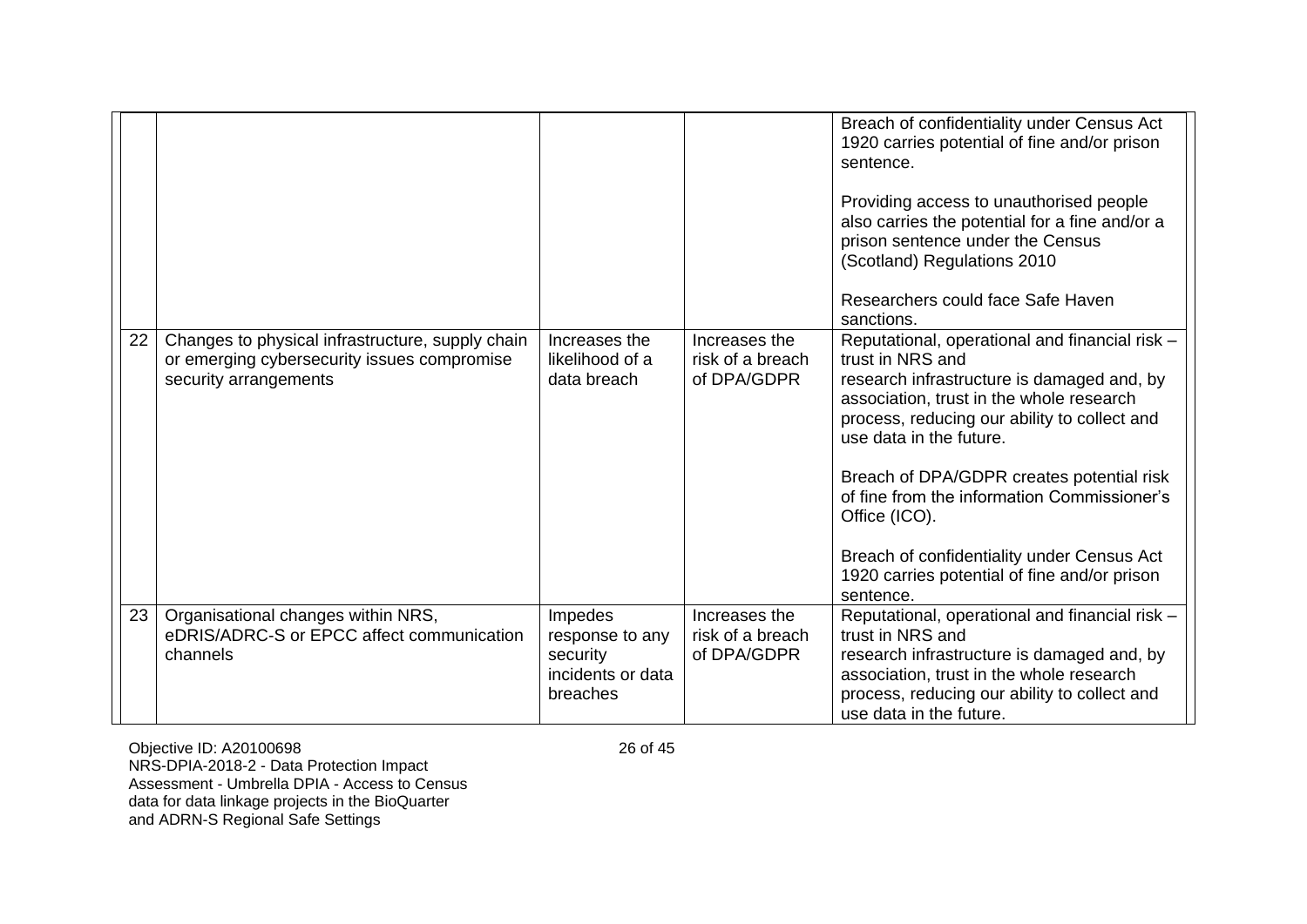| | | | | |
|---|---|---|---|---|
| | | | | Breach of confidentiality under Census Act 1920 carries potential of fine and/or prison sentence.<br><br>Providing access to unauthorised people also carries the potential for a fine and/or a prison sentence under the Census (Scotland) Regulations 2010<br><br>Researchers could face Safe Haven sanctions. |
| 22 | Changes to physical infrastructure, supply chain or emerging cybersecurity issues compromise security arrangements | Increases the likelihood of a data breach | Increases the risk of a breach of DPA/GDPR | Reputational, operational and financial risk – trust in NRS and research infrastructure is damaged and, by association, trust in the whole research process, reducing our ability to collect and use data in the future.<br><br>Breach of DPA/GDPR creates potential risk of fine from the information Commissioner's Office (ICO).<br><br>Breach of confidentiality under Census Act 1920 carries potential of fine and/or prison sentence. |
| 23 | Organisational changes within NRS, eDRIS/ADRC-S or EPCC affect communication channels | Impedes response to any security incidents or data breaches | Increases the risk of a breach of DPA/GDPR | Reputational, operational and financial risk – trust in NRS and research infrastructure is damaged and, by association, trust in the whole research process, reducing our ability to collect and use data in the future. |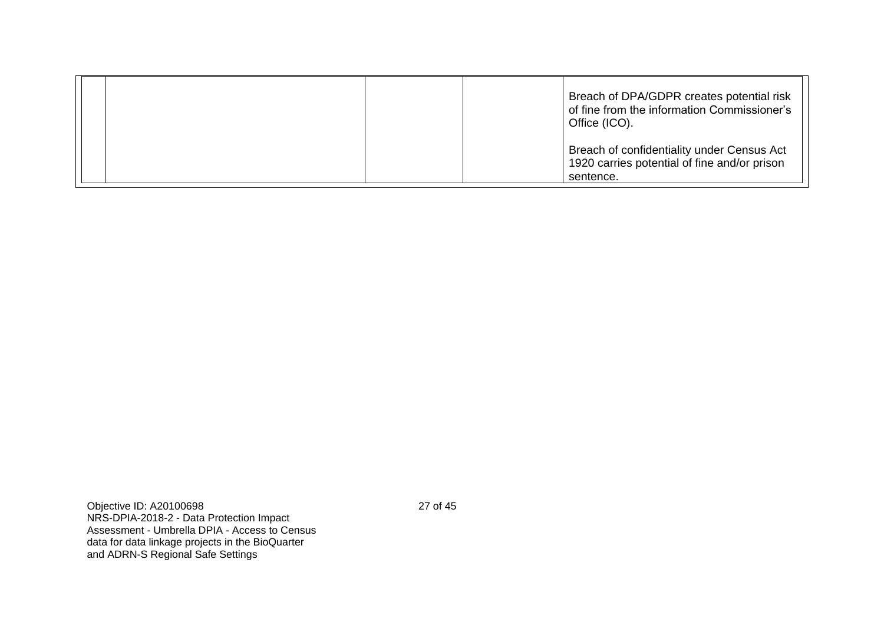|  |  |  |  | Breach of DPA/GDPR creates potential risk of fine from the information Commissioner's Office (ICO).<br><br>Breach of confidentiality under Census Act 1920 carries potential of fine and/or prison sentence. |
|---|---|---|---|---|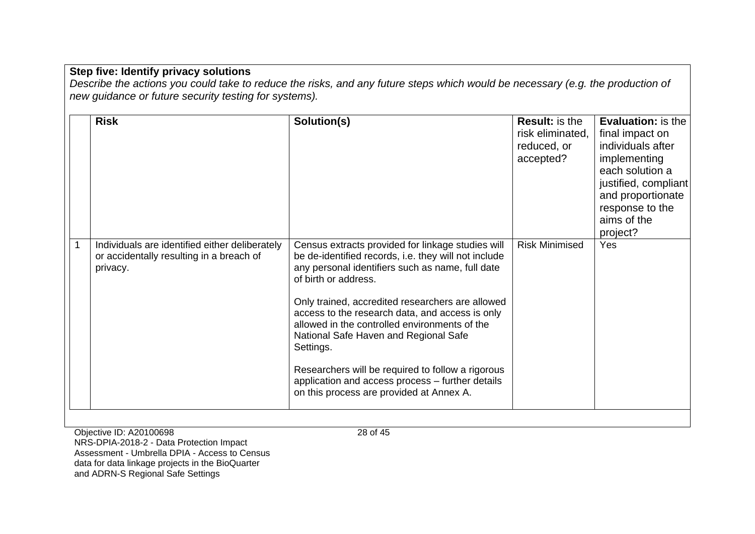**Step five: Identify privacy solutions**

*Describe the actions you could take to reduce the risks, and any future steps which would be necessary (e.g. the production of new guidance or future security testing for systems).*

| | **Risk** | **Solution(s)** | **Result:** is the risk eliminated, reduced, or accepted? | **Evaluation:** is the final impact on individuals after implementing each solution a justified, compliant and proportionate response to the aims of the project? |
|---|---|---|---|---|
| 1 | Individuals are identified either deliberately or accidentally resulting in a breach of privacy. | Census extracts provided for linkage studies will be de-identified records, i.e. they will not include any personal identifiers such as name, full date of birth or address.<br><br>Only trained, accredited researchers are allowed access to the research data, and access is only allowed in the controlled environments of the National Safe Haven and Regional Safe Settings.<br><br>Researchers will be required to follow a rigorous application and access process – further details on this process are provided at Annex A. | Risk Minimised | Yes |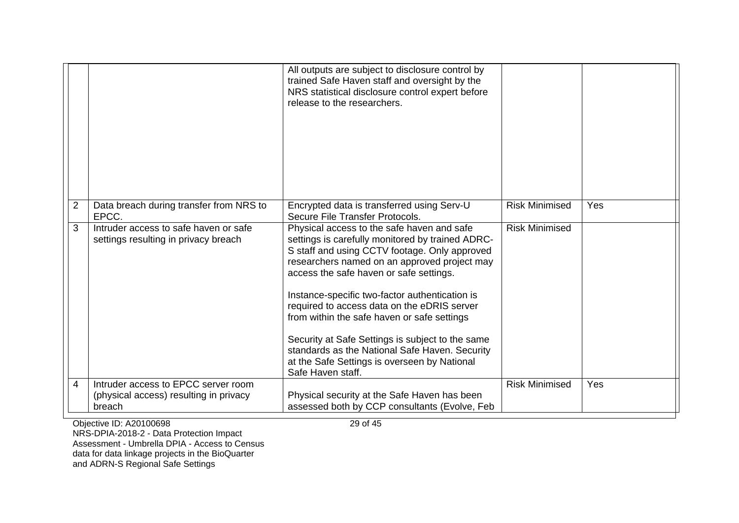| | | | | |
|---|---|---|---|---|
| | | All outputs are subject to disclosure control by trained Safe Haven staff and oversight by the NRS statistical disclosure control expert before release to the researchers. | | |
| 2 | Data breach during transfer from NRS to EPCC. | Encrypted data is transferred using Serv-U Secure File Transfer Protocols. | Risk Minimised | Yes |
| 3 | Intruder access to safe haven or safe settings resulting in privacy breach | Physical access to the safe haven and safe settings is carefully monitored by trained ADRC-S staff and using CCTV footage. Only approved researchers named on an approved project may access the safe haven or safe settings.<br><br>Instance-specific two-factor authentication is required to access data on the eDRIS server from within the safe haven or safe settings<br><br>Security at Safe Settings is subject to the same standards as the National Safe Haven. Security at the Safe Settings is overseen by National Safe Haven staff. | Risk Minimised | |
| 4 | Intruder access to EPCC server room (physical access) resulting in privacy breach | Physical security at the Safe Haven has been assessed both by CCP consultants (Evolve, Feb | Risk Minimised | Yes |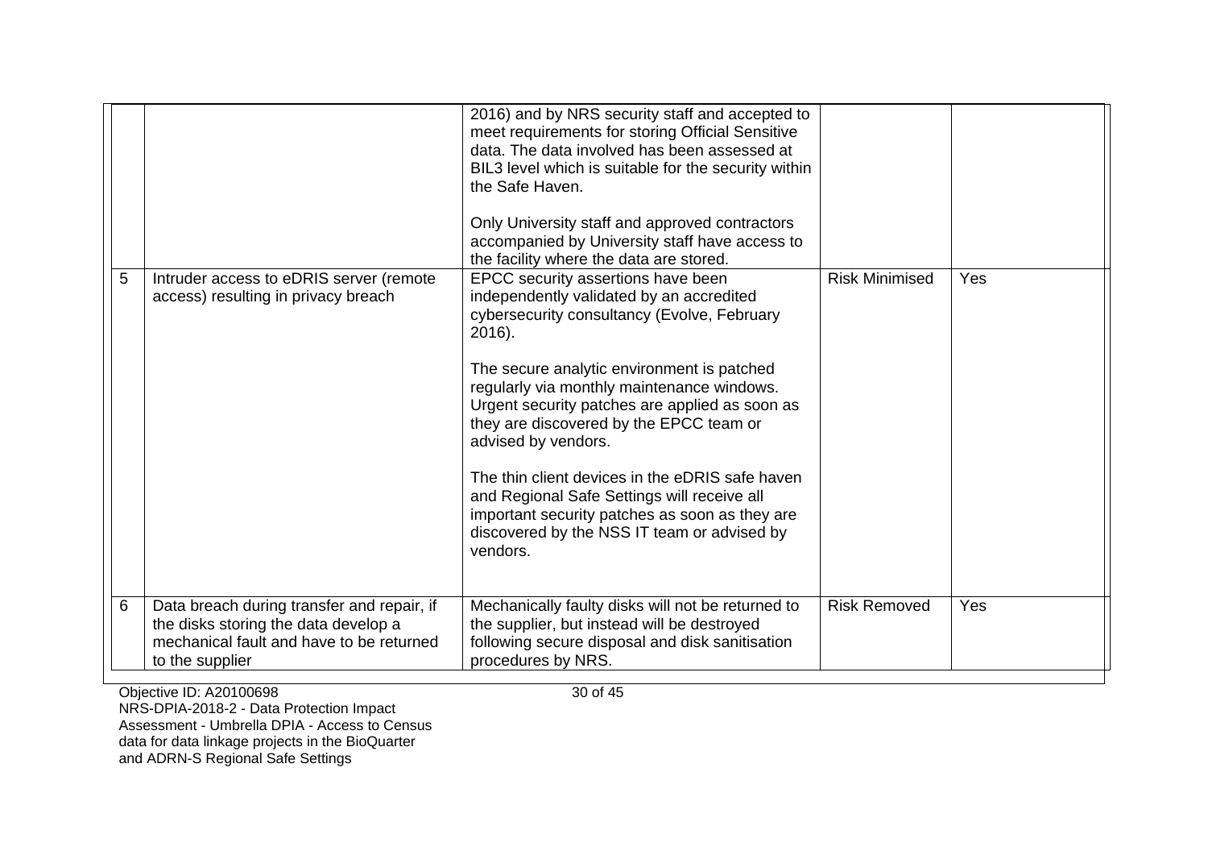| | | | | |
|---|---|---|---|---|
| | | 2016) and by NRS security staff and accepted to meet requirements for storing Official Sensitive data. The data involved has been assessed at BIL3 level which is suitable for the security within the Safe Haven.<br><br>Only University staff and approved contractors accompanied by University staff have access to the facility where the data are stored. | | |
| 5 | Intruder access to eDRIS server (remote access) resulting in privacy breach | EPCC security assertions have been independently validated by an accredited cybersecurity consultancy (Evolve, February 2016).<br><br>The secure analytic environment is patched regularly via monthly maintenance windows. Urgent security patches are applied as soon as they are discovered by the EPCC team or advised by vendors.<br><br>The thin client devices in the eDRIS safe haven and Regional Safe Settings will receive all important security patches as soon as they are discovered by the NSS IT team or advised by vendors. | Risk Minimised | Yes |
| 6 | Data breach during transfer and repair, if the disks storing the data develop a mechanical fault and have to be returned to the supplier | Mechanically faulty disks will not be returned to the supplier, but instead will be destroyed following secure disposal and disk sanitisation procedures by NRS. | Risk Removed | Yes |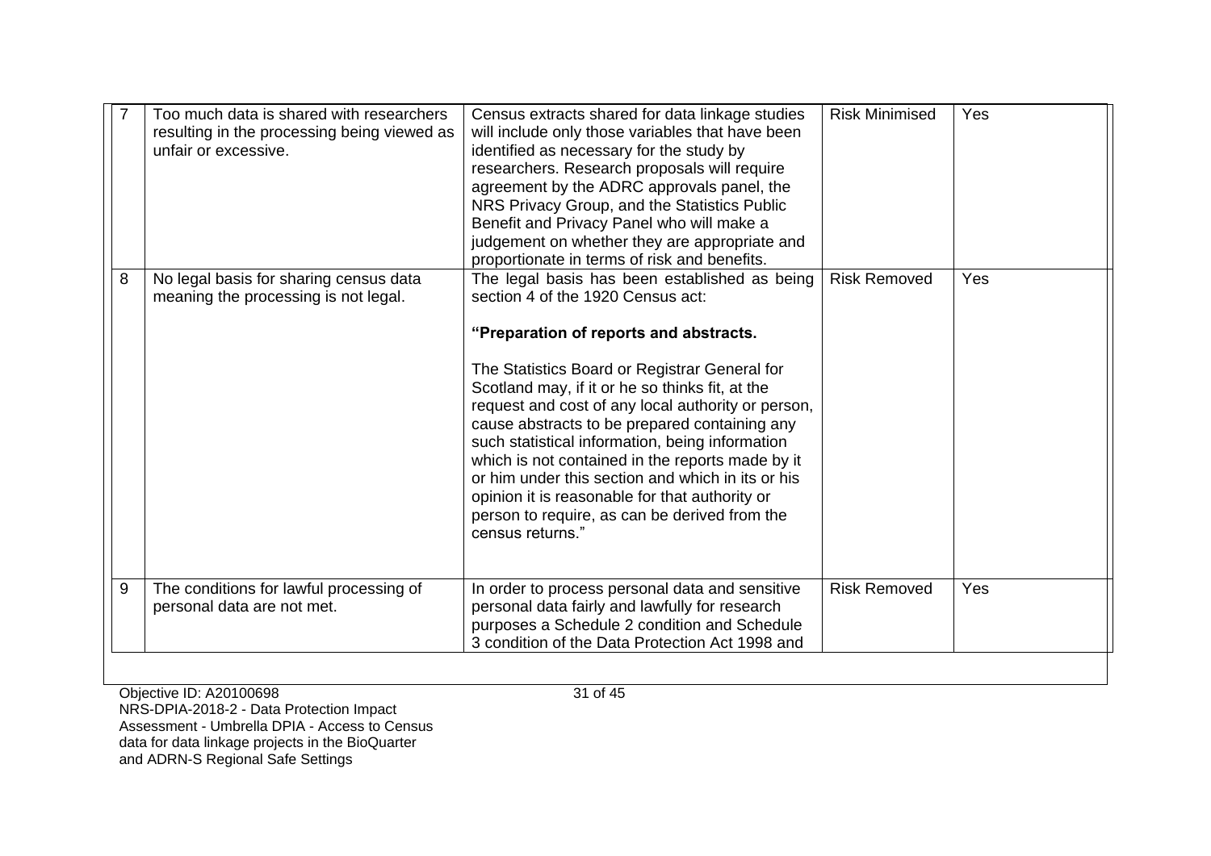| | | | | |
|---|---|---|---|---|
| 7 | Too much data is shared with researchers resulting in the processing being viewed as unfair or excessive. | Census extracts shared for data linkage studies will include only those variables that have been identified as necessary for the study by researchers. Research proposals will require agreement by the ADRC approvals panel, the NRS Privacy Group, and the Statistics Public Benefit and Privacy Panel who will make a judgement on whether they are appropriate and proportionate in terms of risk and benefits. | Risk Minimised | Yes |
| 8 | No legal basis for sharing census data meaning the processing is not legal. | The legal basis has been established as being section 4 of the 1920 Census act:<br><br>**"Preparation of reports and abstracts.**<br><br>The Statistics Board or Registrar General for Scotland may, if it or he so thinks fit, at the request and cost of any local authority or person, cause abstracts to be prepared containing any such statistical information, being information which is not contained in the reports made by it or him under this section and which in its or his opinion it is reasonable for that authority or person to require, as can be derived from the census returns." | Risk Removed | Yes |
| 9 | The conditions for lawful processing of personal data are not met. | In order to process personal data and sensitive personal data fairly and lawfully for research purposes a Schedule 2 condition and Schedule 3 condition of the Data Protection Act 1998 and | Risk Removed | Yes |

Objective ID: A20100698
NRS-DPIA-2018-2 - Data Protection Impact Assessment - Umbrella DPIA - Access to Census data for data linkage projects in the BioQuarter and ADRN-S Regional Safe Settings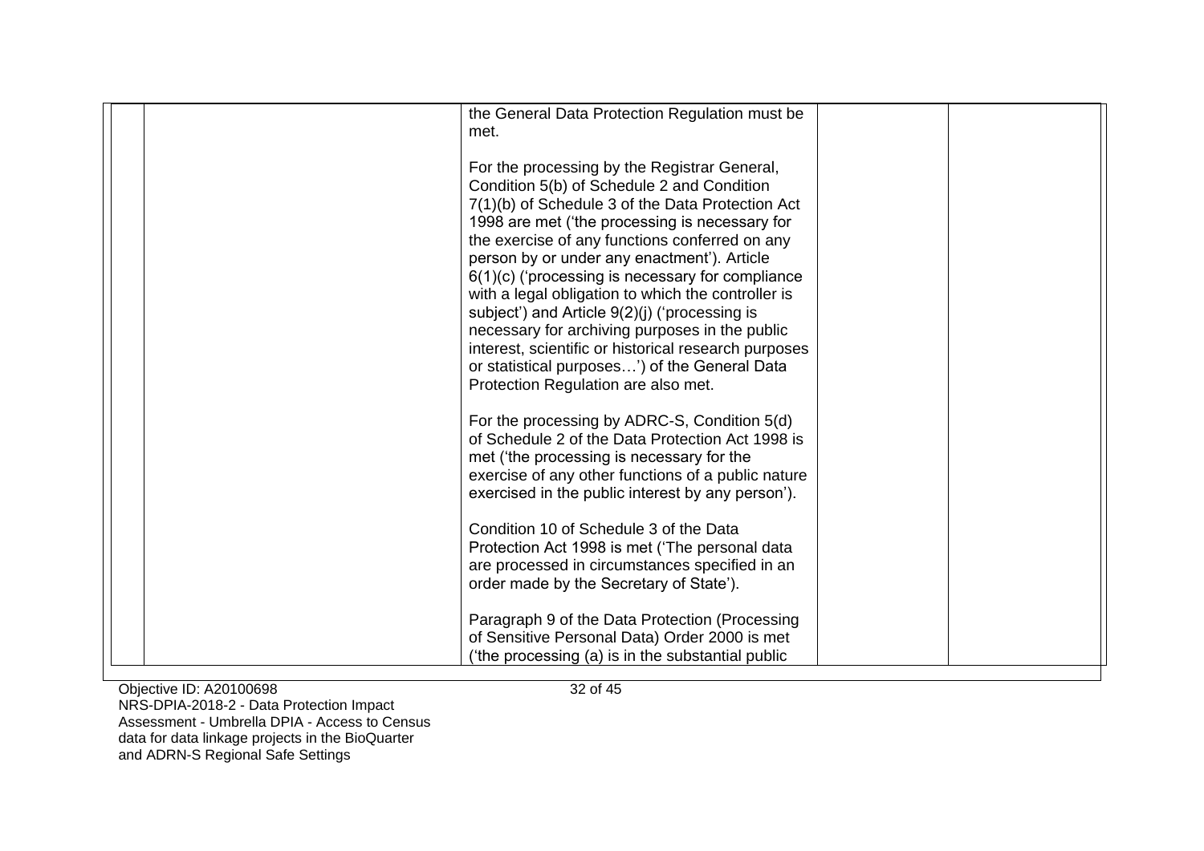|  |  | the General Data Protection Regulation must be met.<br><br>For the processing by the Registrar General, Condition 5(b) of Schedule 2 and Condition 7(1)(b) of Schedule 3 of the Data Protection Act 1998 are met ('the processing is necessary for the exercise of any functions conferred on any person by or under any enactment'). Article 6(1)(c) ('processing is necessary for compliance with a legal obligation to which the controller is subject') and Article 9(2)(j) ('processing is necessary for archiving purposes in the public interest, scientific or historical research purposes or statistical purposes…') of the General Data Protection Regulation are also met.<br><br>For the processing by ADRC-S, Condition 5(d) of Schedule 2 of the Data Protection Act 1998 is met ('the processing is necessary for the exercise of any other functions of a public nature exercised in the public interest by any person').<br><br>Condition 10 of Schedule 3 of the Data Protection Act 1998 is met ('The personal data are processed in circumstances specified in an order made by the Secretary of State').<br><br>Paragraph 9 of the Data Protection (Processing of Sensitive Personal Data) Order 2000 is met ('the processing (a) is in the substantial public |  |  |
|---|---|---|---|---|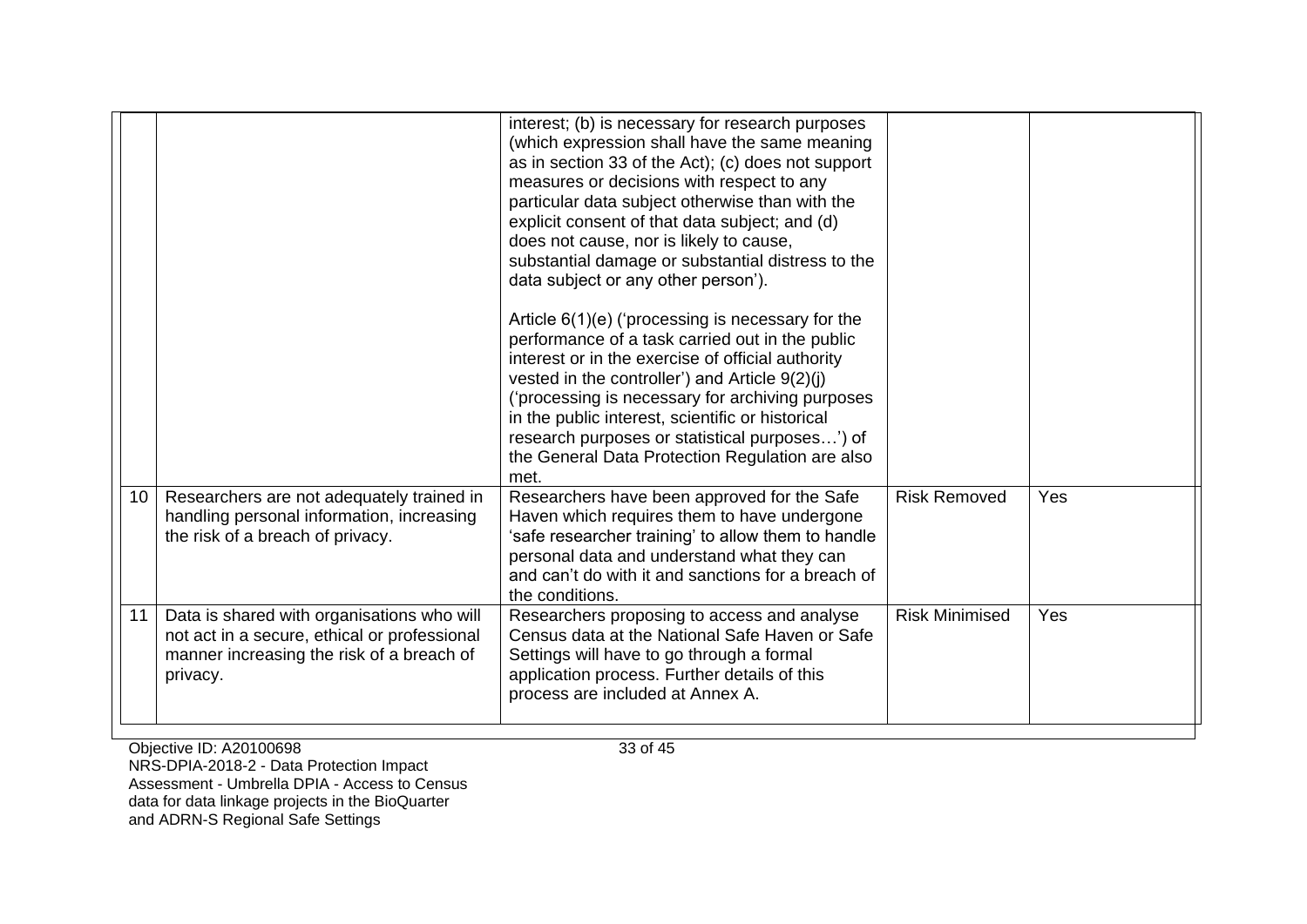| | | | | |
|---|---|---|---|---|
| | | interest; (b) is necessary for research purposes (which expression shall have the same meaning as in section 33 of the Act); (c) does not support measures or decisions with respect to any particular data subject otherwise than with the explicit consent of that data subject; and (d) does not cause, nor is likely to cause, substantial damage or substantial distress to the data subject or any other person').<br><br>Article 6(1)(e) ('processing is necessary for the performance of a task carried out in the public interest or in the exercise of official authority vested in the controller') and Article 9(2)(j) ('processing is necessary for archiving purposes in the public interest, scientific or historical research purposes or statistical purposes…') of the General Data Protection Regulation are also met. | | |
| 10 | Researchers are not adequately trained in handling personal information, increasing the risk of a breach of privacy. | Researchers have been approved for the Safe Haven which requires them to have undergone 'safe researcher training' to allow them to handle personal data and understand what they can and can't do with it and sanctions for a breach of the conditions. | Risk Removed | Yes |
| 11 | Data is shared with organisations who will not act in a secure, ethical or professional manner increasing the risk of a breach of privacy. | Researchers proposing to access and analyse Census data at the National Safe Haven or Safe Settings will have to go through a formal application process. Further details of this process are included at Annex A. | Risk Minimised | Yes |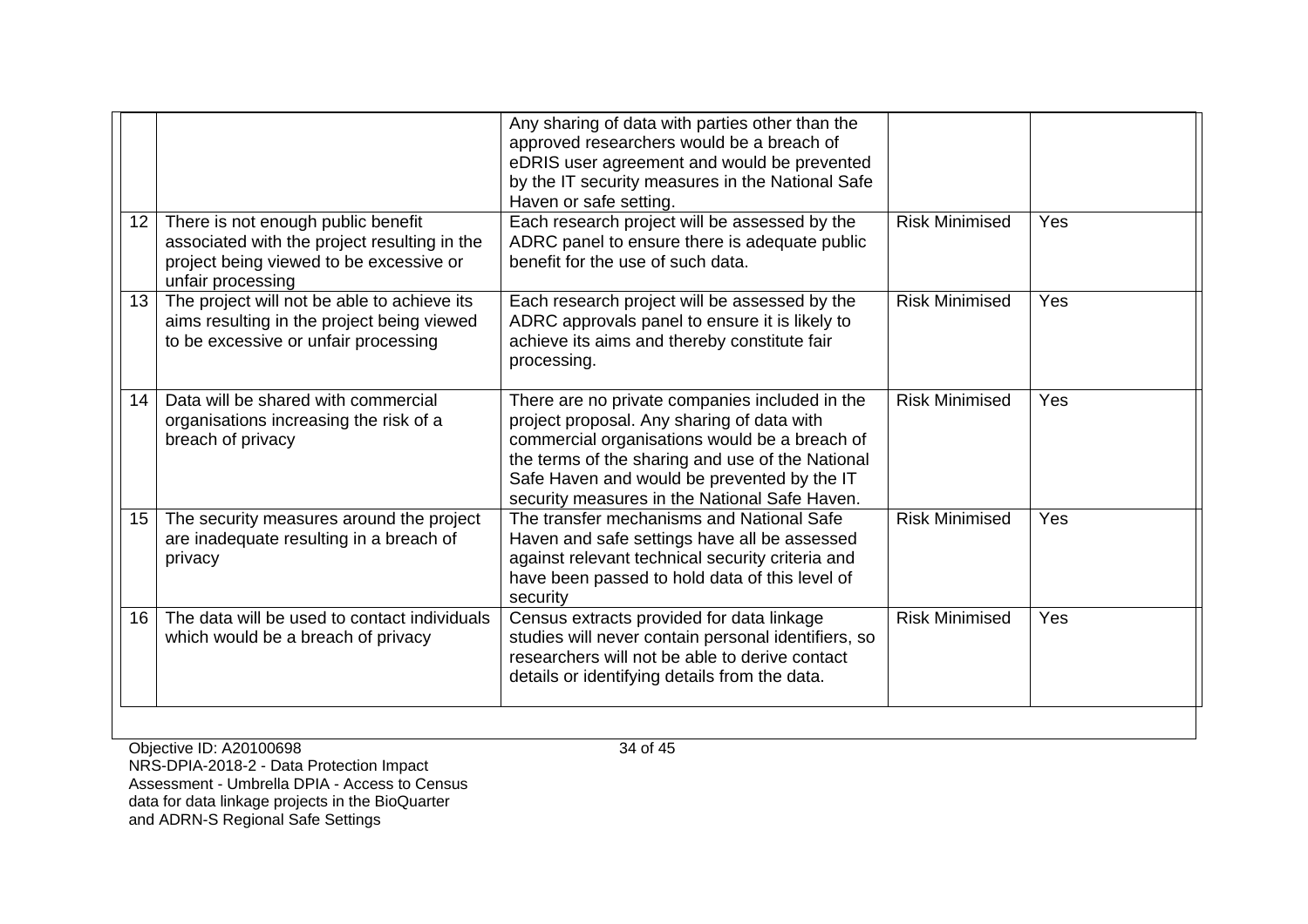| | | | | |
|---|---|---|---|---|
| | | Any sharing of data with parties other than the approved researchers would be a breach of eDRIS user agreement and would be prevented by the IT security measures in the National Safe Haven or safe setting. | | |
| 12 | There is not enough public benefit associated with the project resulting in the project being viewed to be excessive or unfair processing | Each research project will be assessed by the ADRC panel to ensure there is adequate public benefit for the use of such data. | Risk Minimised | Yes |
| 13 | The project will not be able to achieve its aims resulting in the project being viewed to be excessive or unfair processing | Each research project will be assessed by the ADRC approvals panel to ensure it is likely to achieve its aims and thereby constitute fair processing. | Risk Minimised | Yes |
| 14 | Data will be shared with commercial organisations increasing the risk of a breach of privacy | There are no private companies included in the project proposal. Any sharing of data with commercial organisations would be a breach of the terms of the sharing and use of the National Safe Haven and would be prevented by the IT security measures in the National Safe Haven. | Risk Minimised | Yes |
| 15 | The security measures around the project are inadequate resulting in a breach of privacy | The transfer mechanisms and National Safe Haven and safe settings have all been assessed against relevant technical security criteria and have been passed to hold data of this level of security | Risk Minimised | Yes |
| 16 | The data will be used to contact individuals which would be a breach of privacy | Census extracts provided for data linkage studies will never contain personal identifiers, so researchers will not be able to derive contact details or identifying details from the data. | Risk Minimised | Yes |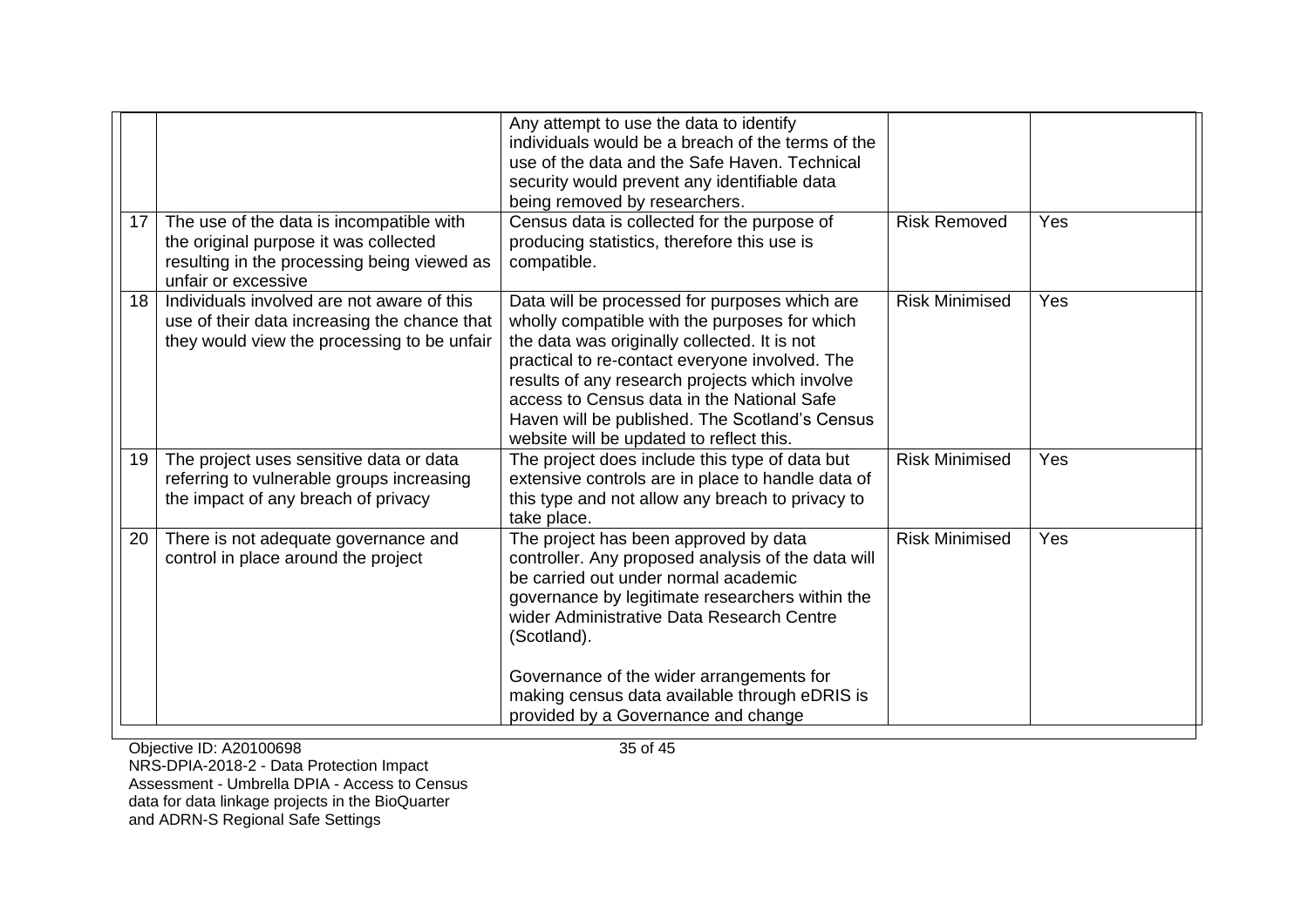| | | | | |
|---|---|---|---|---|
| | | Any attempt to use the data to identify individuals would be a breach of the terms of the use of the data and the Safe Haven. Technical security would prevent any identifiable data being removed by researchers. | | |
| 17 | The use of the data is incompatible with the original purpose it was collected resulting in the processing being viewed as unfair or excessive | Census data is collected for the purpose of producing statistics, therefore this use is compatible. | Risk Removed | Yes |
| 18 | Individuals involved are not aware of this use of their data increasing the chance that they would view the processing to be unfair | Data will be processed for purposes which are wholly compatible with the purposes for which the data was originally collected. It is not practical to re-contact everyone involved. The results of any research projects which involve access to Census data in the National Safe Haven will be published. The Scotland's Census website will be updated to reflect this. | Risk Minimised | Yes |
| 19 | The project uses sensitive data or data referring to vulnerable groups increasing the impact of any breach of privacy | The project does include this type of data but extensive controls are in place to handle data of this type and not allow any breach to privacy to take place. | Risk Minimised | Yes |
| 20 | There is not adequate governance and control in place around the project | The project has been approved by data controller. Any proposed analysis of the data will be carried out under normal academic governance by legitimate researchers within the wider Administrative Data Research Centre (Scotland).<br><br>Governance of the wider arrangements for making census data available through eDRIS is provided by a Governance and change | Risk Minimised | Yes |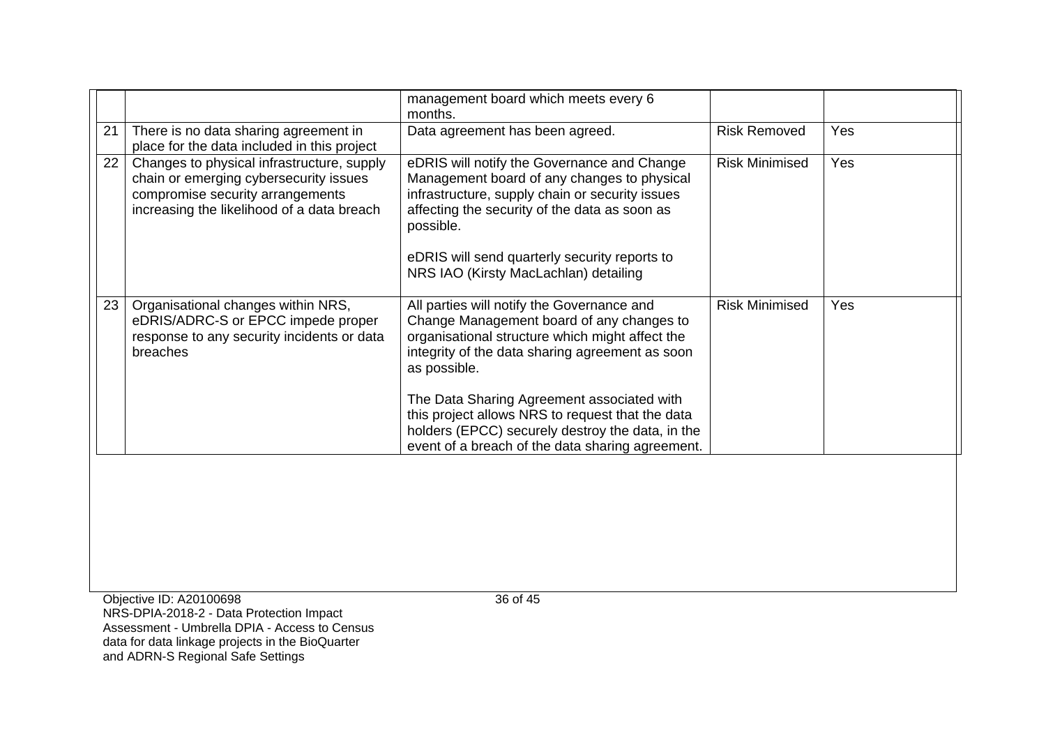| | | | | |
|---|---|---|---|---|
| | | management board which meets every 6 months. | | |
| 21 | There is no data sharing agreement in place for the data included in this project | Data agreement has been agreed. | Risk Removed | Yes |
| 22 | Changes to physical infrastructure, supply chain or emerging cybersecurity issues compromise security arrangements increasing the likelihood of a data breach | eDRIS will notify the Governance and Change Management board of any changes to physical infrastructure, supply chain or security issues affecting the security of the data as soon as possible.<br><br>eDRIS will send quarterly security reports to NRS IAO (Kirsty MacLachlan) detailing | Risk Minimised | Yes |
| 23 | Organisational changes within NRS, eDRIS/ADRC-S or EPCC impede proper response to any security incidents or data breaches | All parties will notify the Governance and Change Management board of any changes to organisational structure which might affect the integrity of the data sharing agreement as soon as possible.<br><br>The Data Sharing Agreement associated with this project allows NRS to request that the data holders (EPCC) securely destroy the data, in the event of a breach of the data sharing agreement. | Risk Minimised | Yes |

Objective ID: A20100698
NRS-DPIA-2018-2 - Data Protection Impact Assessment - Umbrella DPIA - Access to Census data for data linkage projects in the BioQuarter and ADRN-S Regional Safe Settings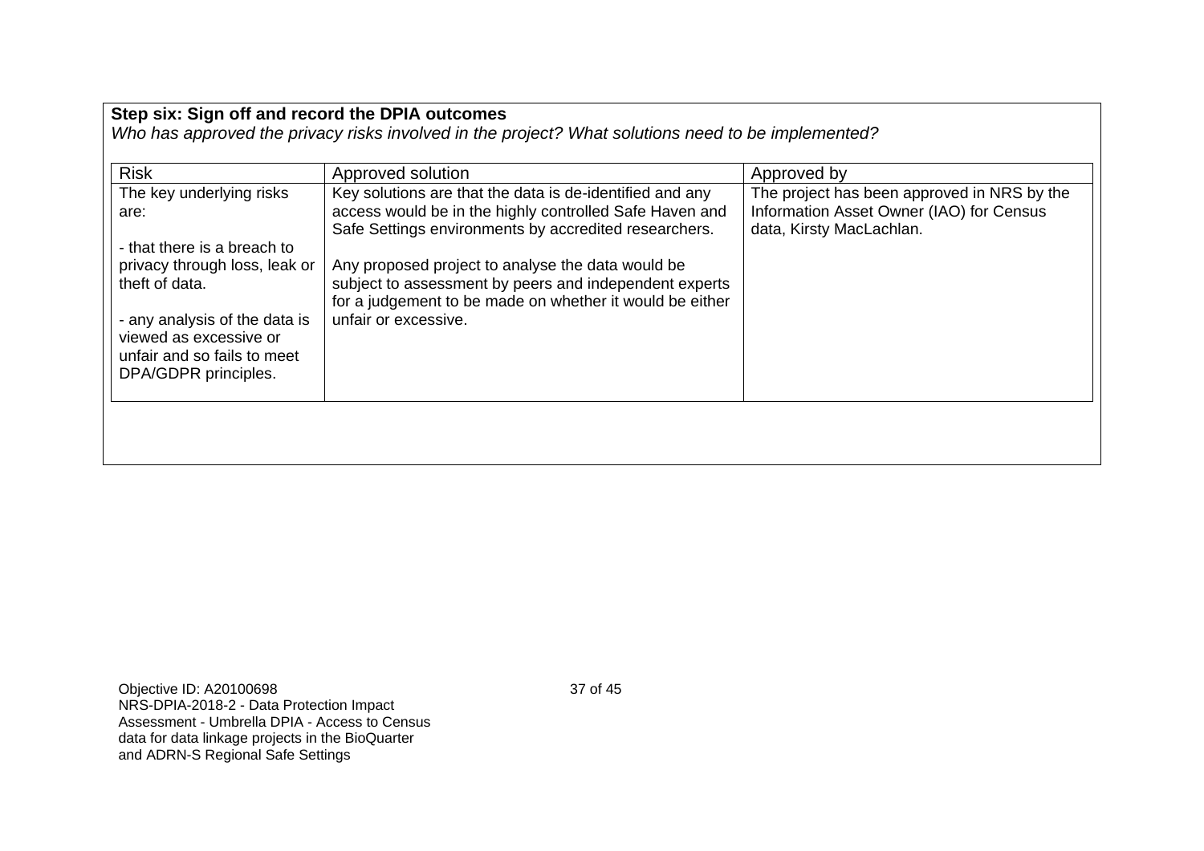**Step six: Sign off and record the DPIA outcomes**

*Who has approved the privacy risks involved in the project? What solutions need to be implemented?*

| Risk | Approved solution | Approved by |
| --- | --- | --- |
| The key underlying risks are:<br><br>- that there is a breach to privacy through loss, leak or theft of data.<br><br>- any analysis of the data is viewed as excessive or unfair and so fails to meet DPA/GDPR principles. | Key solutions are that the data is de-identified and any access would be in the highly controlled Safe Haven and Safe Settings environments by accredited researchers.<br><br>Any proposed project to analyse the data would be subject to assessment by peers and independent experts for a judgement to be made on whether it would be either unfair or excessive. | The project has been approved in NRS by the Information Asset Owner (IAO) for Census data, Kirsty MacLachlan. |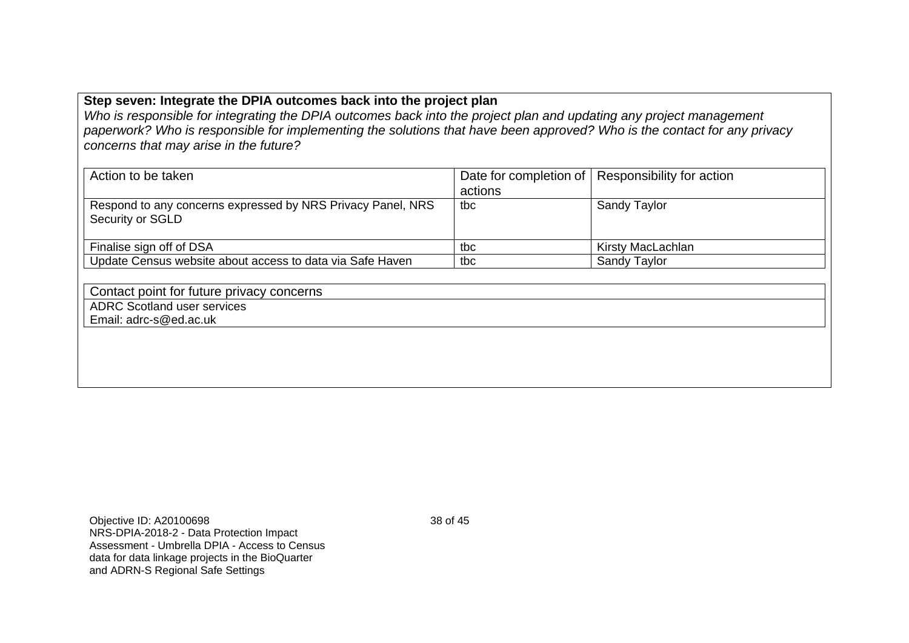**Step seven: Integrate the DPIA outcomes back into the project plan**

*Who is responsible for integrating the DPIA outcomes back into the project plan and updating any project management paperwork? Who is responsible for implementing the solutions that have been approved? Who is the contact for any privacy concerns that may arise in the future?*

| Action to be taken | Date for completion of actions | Responsibility for action |
| --- | --- | --- |
| Respond to any concerns expressed by NRS Privacy Panel, NRS Security or SGLD | tbc | Sandy Taylor |
| Finalise sign off of DSA | tbc | Kirsty MacLachlan |
| Update Census website about access to data via Safe Haven | tbc | Sandy Taylor |

| Contact point for future privacy concerns |
| --- |
| ADRC Scotland user services<br>Email: adrc-s@ed.ac.uk |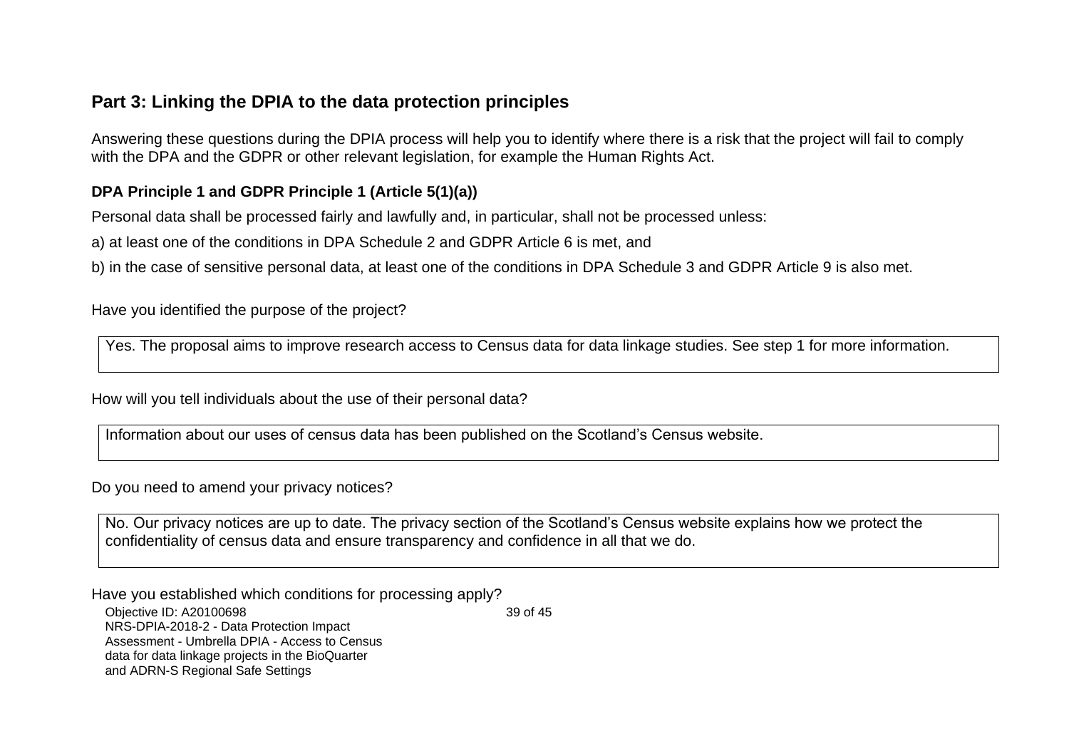## Part 3: Linking the DPIA to the data protection principles

Answering these questions during the DPIA process will help you to identify where there is a risk that the project will fail to comply with the DPA and the GDPR or other relevant legislation, for example the Human Rights Act.

### DPA Principle 1 and GDPR Principle 1 (Article 5(1)(a))

Personal data shall be processed fairly and lawfully and, in particular, shall not be processed unless:

a) at least one of the conditions in DPA Schedule 2 and GDPR Article 6 is met, and

b) in the case of sensitive personal data, at least one of the conditions in DPA Schedule 3 and GDPR Article 9 is also met.

Have you identified the purpose of the project?

| Yes. The proposal aims to improve research access to Census data for data linkage studies. See step 1 for more information. |
|---|

How will you tell individuals about the use of their personal data?

| Information about our uses of census data has been published on the Scotland's Census website. |
|---|

Do you need to amend your privacy notices?

| No. Our privacy notices are up to date. The privacy section of the Scotland's Census website explains how we protect the confidentiality of census data and ensure transparency and confidence in all that we do. |
|---|

Have you established which conditions for processing apply?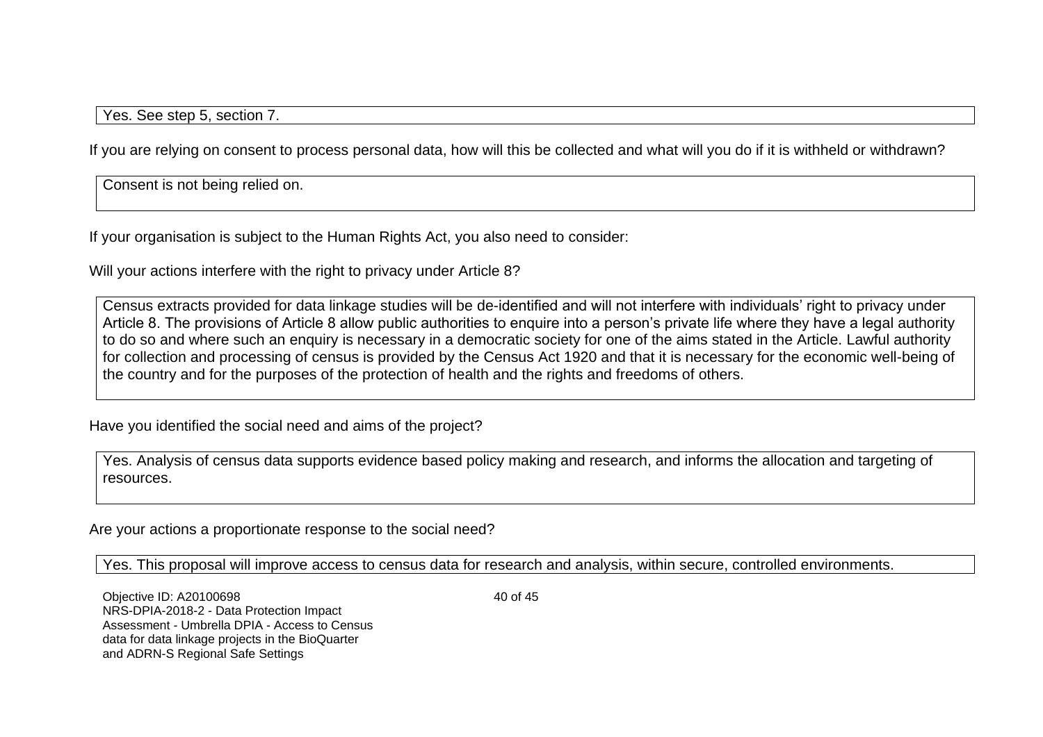Yes. See step 5, section 7.

If you are relying on consent to process personal data, how will this be collected and what will you do if it is withheld or withdrawn?

Consent is not being relied on.

If your organisation is subject to the Human Rights Act, you also need to consider:

Will your actions interfere with the right to privacy under Article 8?

Census extracts provided for data linkage studies will be de-identified and will not interfere with individuals' right to privacy under Article 8. The provisions of Article 8 allow public authorities to enquire into a person's private life where they have a legal authority to do so and where such an enquiry is necessary in a democratic society for one of the aims stated in the Article. Lawful authority for collection and processing of census is provided by the Census Act 1920 and that it is necessary for the economic well-being of the country and for the purposes of the protection of health and the rights and freedoms of others.

Have you identified the social need and aims of the project?

Yes. Analysis of census data supports evidence based policy making and research, and informs the allocation and targeting of resources.

Are your actions a proportionate response to the social need?

Yes. This proposal will improve access to census data for research and analysis, within secure, controlled environments.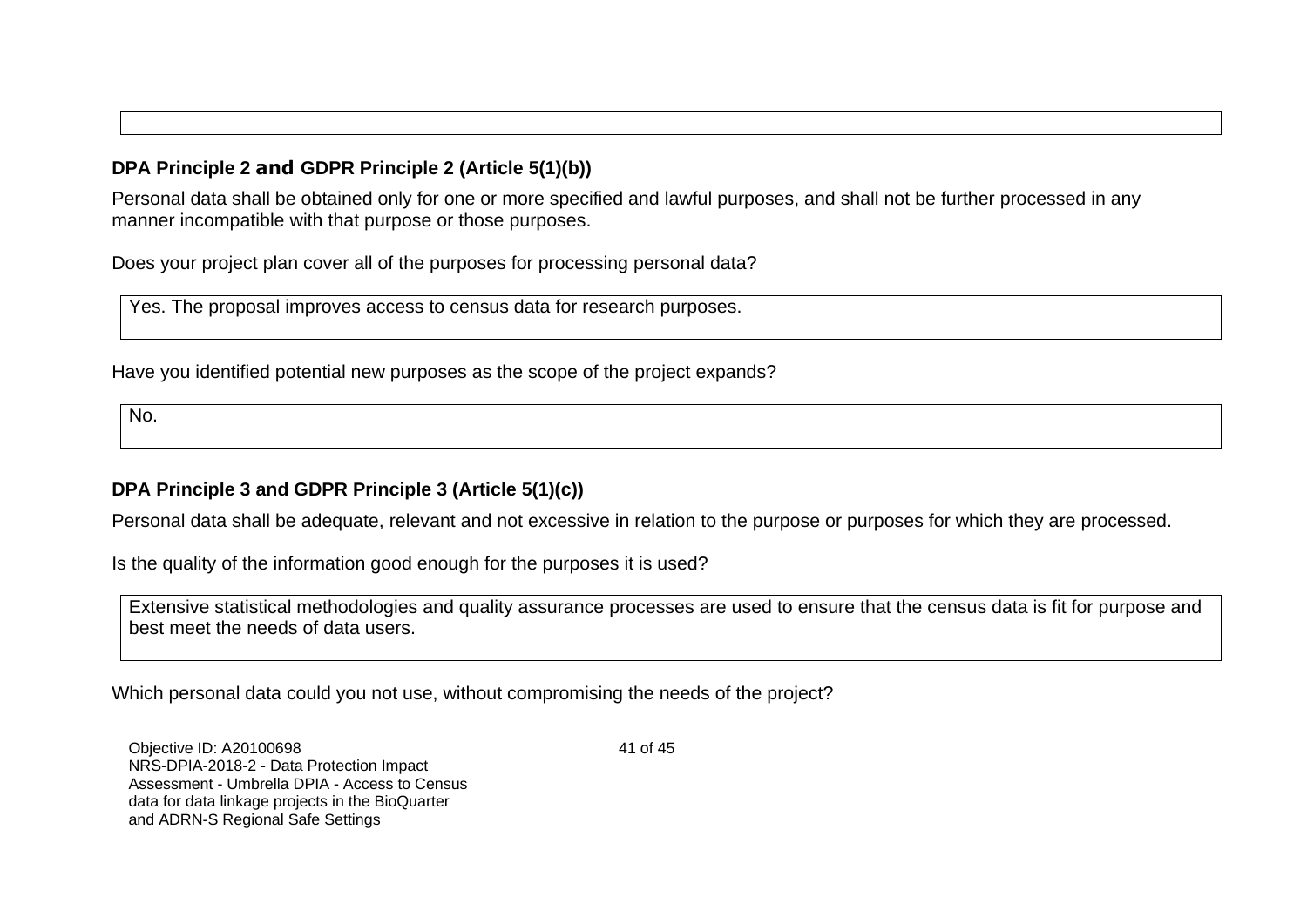### DPA Principle 2 and GDPR Principle 2 (Article 5(1)(b))

Personal data shall be obtained only for one or more specified and lawful purposes, and shall not be further processed in any manner incompatible with that purpose or those purposes.

Does your project plan cover all of the purposes for processing personal data?

| Yes. The proposal improves access to census data for research purposes. |
|---|

Have you identified potential new purposes as the scope of the project expands?

| No. |
|---|

### DPA Principle 3 and GDPR Principle 3 (Article 5(1)(c))

Personal data shall be adequate, relevant and not excessive in relation to the purpose or purposes for which they are processed.

Is the quality of the information good enough for the purposes it is used?

| Extensive statistical methodologies and quality assurance processes are used to ensure that the census data is fit for purpose and best meet the needs of data users. |
|---|

Which personal data could you not use, without compromising the needs of the project?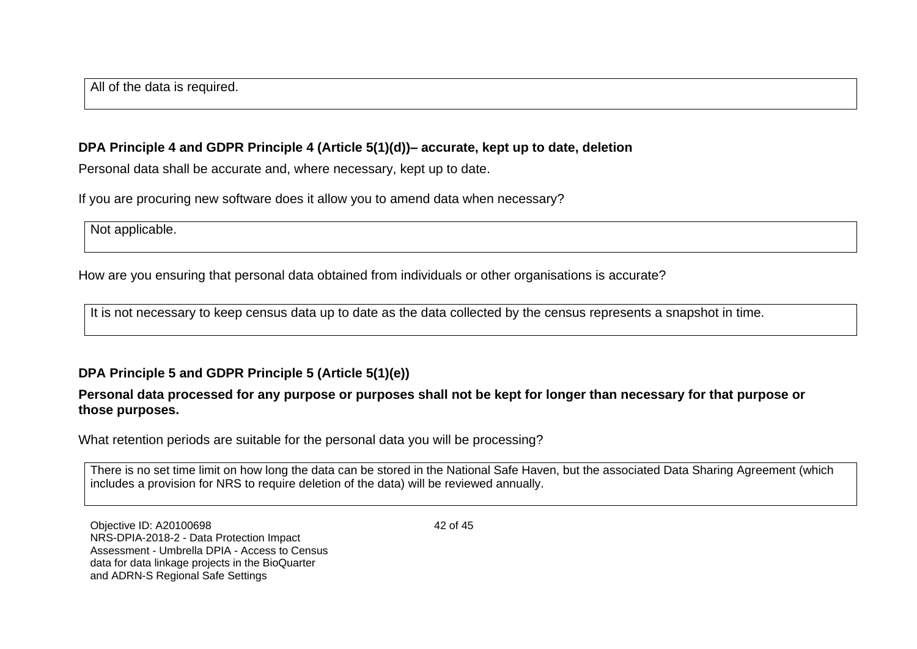All of the data is required.

**DPA Principle 4 and GDPR Principle 4 (Article 5(1)(d))– accurate, kept up to date, deletion**

Personal data shall be accurate and, where necessary, kept up to date.

If you are procuring new software does it allow you to amend data when necessary?

Not applicable.

How are you ensuring that personal data obtained from individuals or other organisations is accurate?

It is not necessary to keep census data up to date as the data collected by the census represents a snapshot in time.

**DPA Principle 5 and GDPR Principle 5 (Article 5(1)(e))**

**Personal data processed for any purpose or purposes shall not be kept for longer than necessary for that purpose or those purposes.**

What retention periods are suitable for the personal data you will be processing?

There is no set time limit on how long the data can be stored in the National Safe Haven, but the associated Data Sharing Agreement (which includes a provision for NRS to require deletion of the data) will be reviewed annually.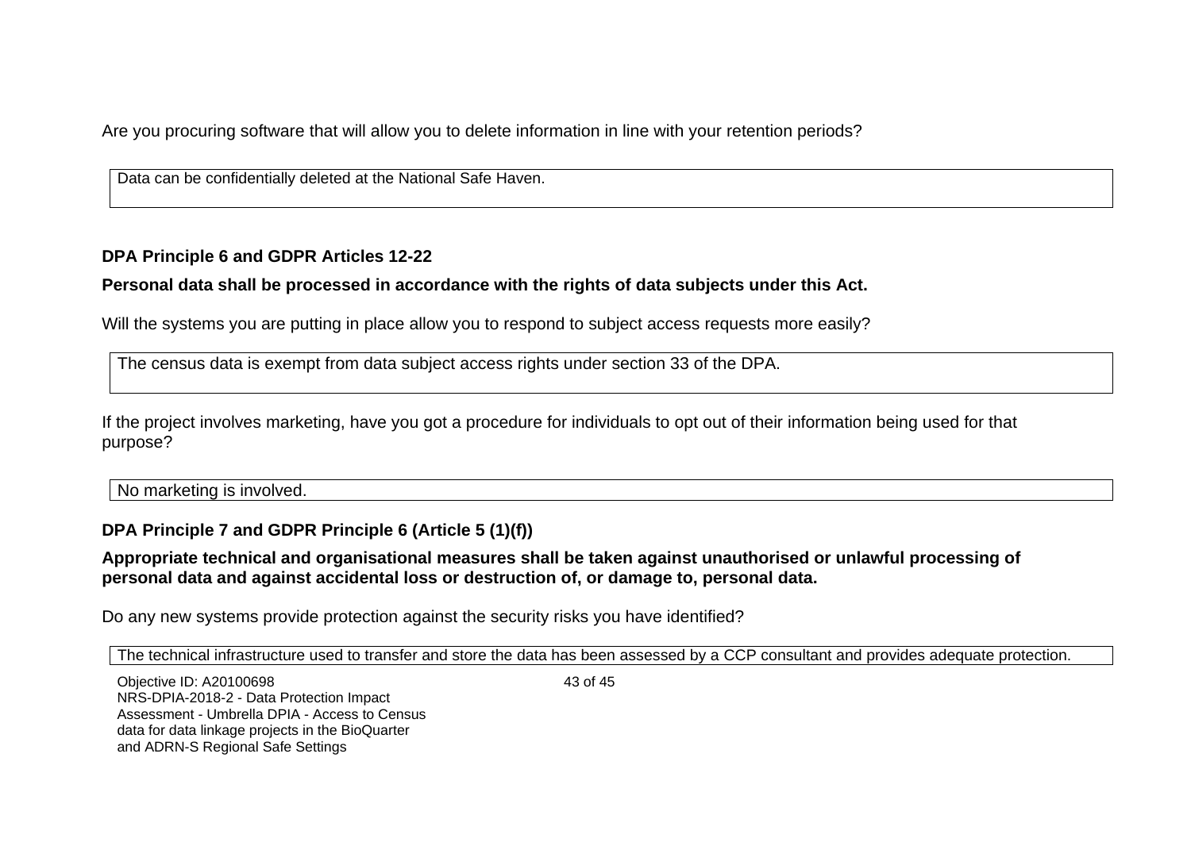Are you procuring software that will allow you to delete information in line with your retention periods?

| Data can be confidentially deleted at the National Safe Haven. |
|---|

**DPA Principle 6 and GDPR Articles 12-22**

**Personal data shall be processed in accordance with the rights of data subjects under this Act.**

Will the systems you are putting in place allow you to respond to subject access requests more easily?

| The census data is exempt from data subject access rights under section 33 of the DPA. |
|---|

If the project involves marketing, have you got a procedure for individuals to opt out of their information being used for that purpose?

| No marketing is involved. |
|---|

**DPA Principle 7 and GDPR Principle 6 (Article 5 (1)(f))**

**Appropriate technical and organisational measures shall be taken against unauthorised or unlawful processing of personal data and against accidental loss or destruction of, or damage to, personal data.**

Do any new systems provide protection against the security risks you have identified?

| The technical infrastructure used to transfer and store the data has been assessed by a CCP consultant and provides adequate protection. |
|---|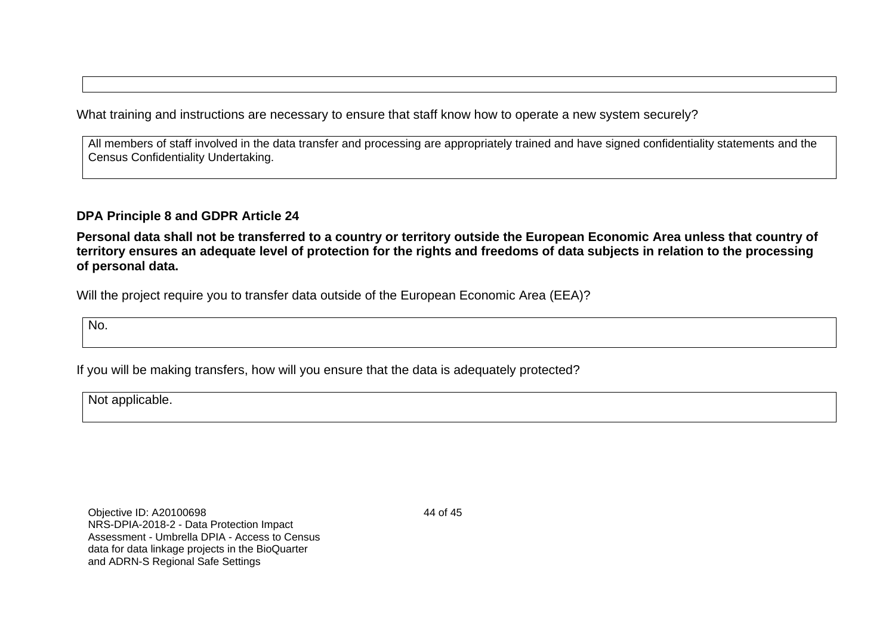What training and instructions are necessary to ensure that staff know how to operate a new system securely?

All members of staff involved in the data transfer and processing are appropriately trained and have signed confidentiality statements and the Census Confidentiality Undertaking.

**DPA Principle 8 and GDPR Article 24**

**Personal data shall not be transferred to a country or territory outside the European Economic Area unless that country of territory ensures an adequate level of protection for the rights and freedoms of data subjects in relation to the processing of personal data.**

Will the project require you to transfer data outside of the European Economic Area (EEA)?

No.

If you will be making transfers, how will you ensure that the data is adequately protected?

Not applicable.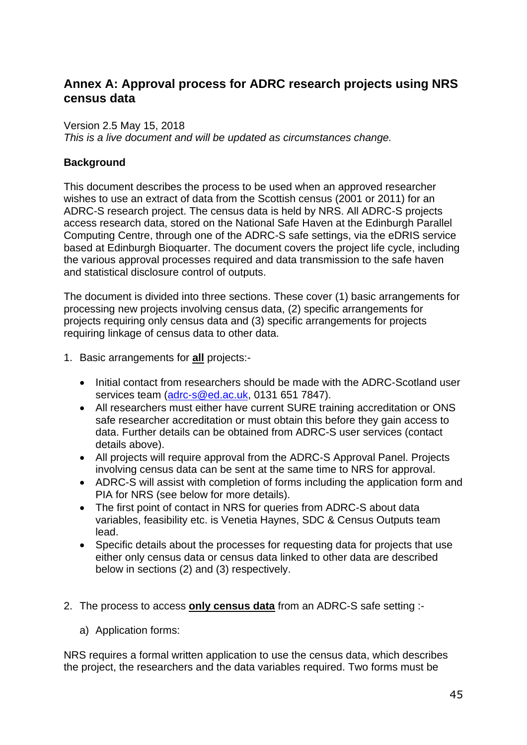## Annex A: Approval process for ADRC research projects using NRS census data

Version 2.5 May 15, 2018
*This is a live document and will be updated as circumstances change.*

**Background**

This document describes the process to be used when an approved researcher wishes to use an extract of data from the Scottish census (2001 or 2011) for an ADRC-S research project. The census data is held by NRS. All ADRC-S projects access research data, stored on the National Safe Haven at the Edinburgh Parallel Computing Centre, through one of the ADRC-S safe settings, via the eDRIS service based at Edinburgh Bioquarter. The document covers the project life cycle, including the various approval processes required and data transmission to the safe haven and statistical disclosure control of outputs.

The document is divided into three sections. These cover (1) basic arrangements for processing new projects involving census data, (2) specific arrangements for projects requiring only census data and (3) specific arrangements for projects requiring linkage of census data to other data.

1. Basic arrangements for **all** projects:-

   - Initial contact from researchers should be made with the ADRC-Scotland user services team (adrc-s@ed.ac.uk, 0131 651 7847).
   - All researchers must either have current SURE training accreditation or ONS safe researcher accreditation or must obtain this before they gain access to data. Further details can be obtained from ADRC-S user services (contact details above).
   - All projects will require approval from the ADRC-S Approval Panel. Projects involving census data can be sent at the same time to NRS for approval.
   - ADRC-S will assist with completion of forms including the application form and PIA for NRS (see below for more details).
   - The first point of contact in NRS for queries from ADRC-S about data variables, feasibility etc. is Venetia Haynes, SDC & Census Outputs team lead.
   - Specific details about the processes for requesting data for projects that use either only census data or census data linked to other data are described below in sections (2) and (3) respectively.

2. The process to access **only census data** from an ADRC-S safe setting :-

   a) Application forms:

NRS requires a formal written application to use the census data, which describes the project, the researchers and the data variables required. Two forms must be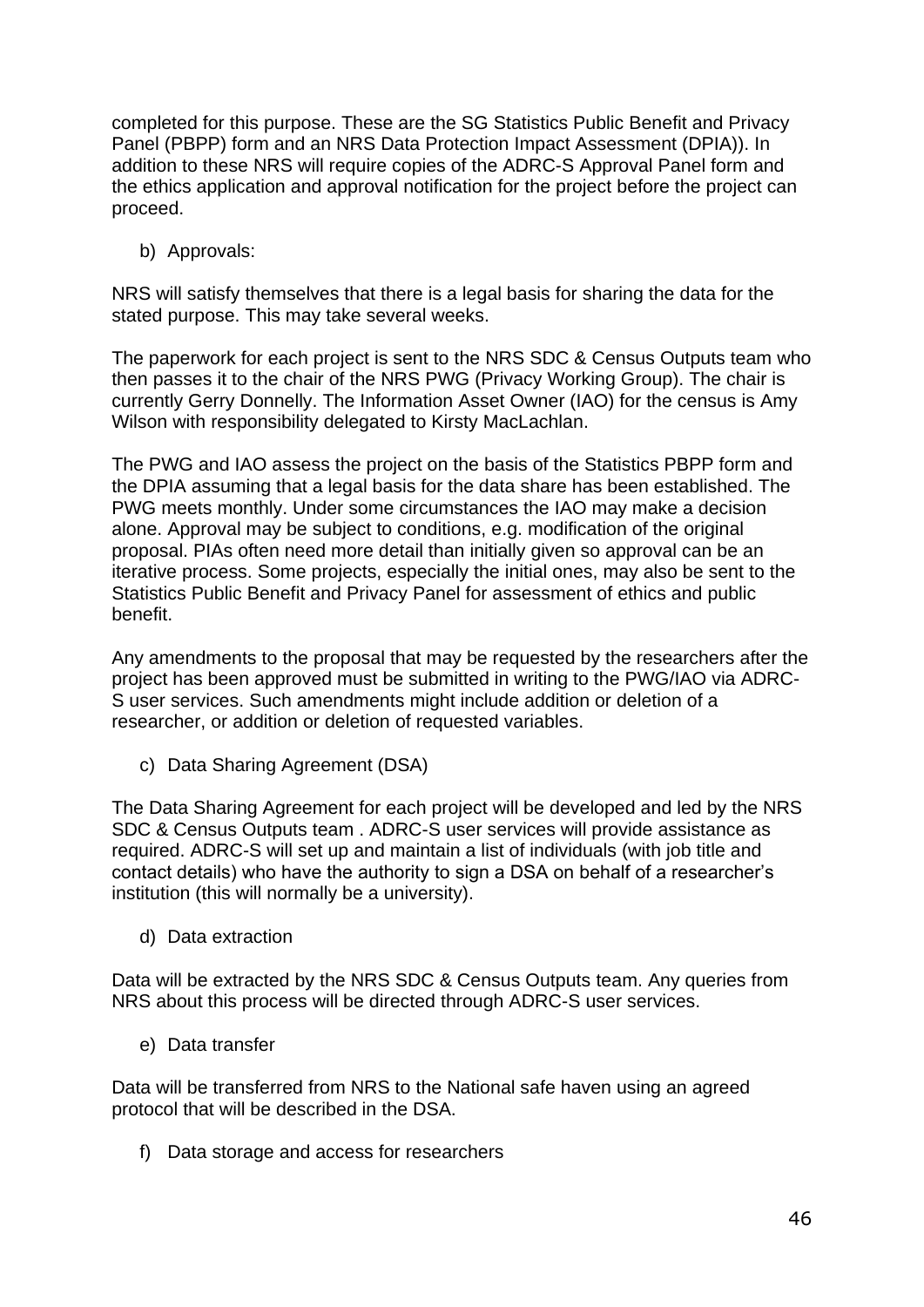completed for this purpose. These are the SG Statistics Public Benefit and Privacy Panel (PBPP) form and an NRS Data Protection Impact Assessment (DPIA)). In addition to these NRS will require copies of the ADRC-S Approval Panel form and the ethics application and approval notification for the project before the project can proceed.

b) Approvals:

NRS will satisfy themselves that there is a legal basis for sharing the data for the stated purpose. This may take several weeks.

The paperwork for each project is sent to the NRS SDC & Census Outputs team who then passes it to the chair of the NRS PWG (Privacy Working Group). The chair is currently Gerry Donnelly. The Information Asset Owner (IAO) for the census is Amy Wilson with responsibility delegated to Kirsty MacLachlan.

The PWG and IAO assess the project on the basis of the Statistics PBPP form and the DPIA assuming that a legal basis for the data share has been established. The PWG meets monthly. Under some circumstances the IAO may make a decision alone. Approval may be subject to conditions, e.g. modification of the original proposal. PIAs often need more detail than initially given so approval can be an iterative process. Some projects, especially the initial ones, may also be sent to the Statistics Public Benefit and Privacy Panel for assessment of ethics and public benefit.

Any amendments to the proposal that may be requested by the researchers after the project has been approved must be submitted in writing to the PWG/IAO via ADRC-S user services. Such amendments might include addition or deletion of a researcher, or addition or deletion of requested variables.

c) Data Sharing Agreement (DSA)

The Data Sharing Agreement for each project will be developed and led by the NRS SDC & Census Outputs team . ADRC-S user services will provide assistance as required. ADRC-S will set up and maintain a list of individuals (with job title and contact details) who have the authority to sign a DSA on behalf of a researcher's institution (this will normally be a university).

d) Data extraction

Data will be extracted by the NRS SDC & Census Outputs team. Any queries from NRS about this process will be directed through ADRC-S user services.

e) Data transfer

Data will be transferred from NRS to the National safe haven using an agreed protocol that will be described in the DSA.

f) Data storage and access for researchers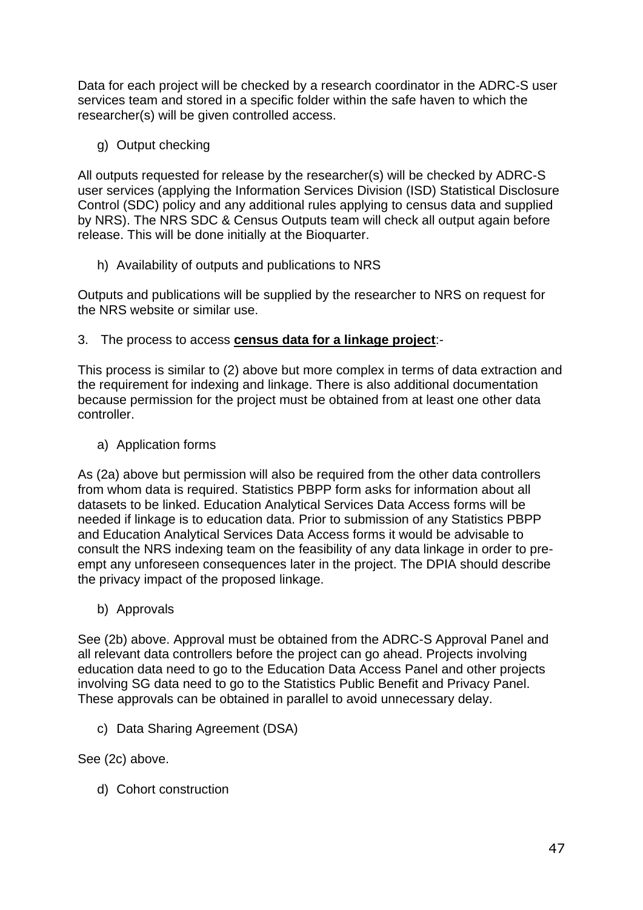Data for each project will be checked by a research coordinator in the ADRC-S user services team and stored in a specific folder within the safe haven to which the researcher(s) will be given controlled access.

g) Output checking

All outputs requested for release by the researcher(s) will be checked by ADRC-S user services (applying the Information Services Division (ISD) Statistical Disclosure Control (SDC) policy and any additional rules applying to census data and supplied by NRS). The NRS SDC & Census Outputs team will check all output again before release. This will be done initially at the Bioquarter.

h) Availability of outputs and publications to NRS

Outputs and publications will be supplied by the researcher to NRS on request for the NRS website or similar use.

3. The process to access **census data for a linkage project**:-

This process is similar to (2) above but more complex in terms of data extraction and the requirement for indexing and linkage. There is also additional documentation because permission for the project must be obtained from at least one other data controller.

a) Application forms

As (2a) above but permission will also be required from the other data controllers from whom data is required. Statistics PBPP form asks for information about all datasets to be linked. Education Analytical Services Data Access forms will be needed if linkage is to education data. Prior to submission of any Statistics PBPP and Education Analytical Services Data Access forms it would be advisable to consult the NRS indexing team on the feasibility of any data linkage in order to pre-empt any unforeseen consequences later in the project. The DPIA should describe the privacy impact of the proposed linkage.

b) Approvals

See (2b) above. Approval must be obtained from the ADRC-S Approval Panel and all relevant data controllers before the project can go ahead. Projects involving education data need to go to the Education Data Access Panel and other projects involving SG data need to go to the Statistics Public Benefit and Privacy Panel. These approvals can be obtained in parallel to avoid unnecessary delay.

c) Data Sharing Agreement (DSA)

See (2c) above.

d) Cohort construction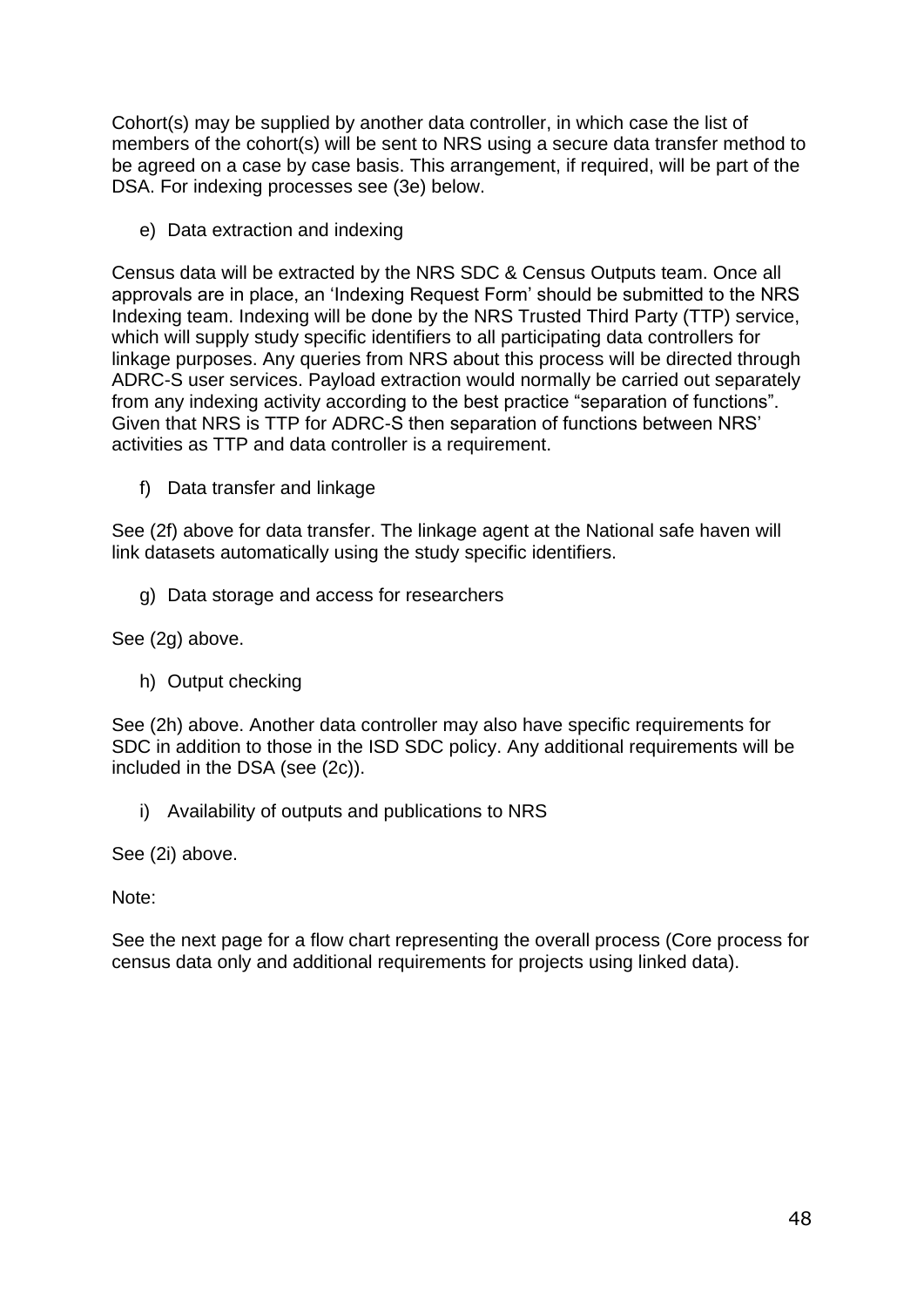Cohort(s) may be supplied by another data controller, in which case the list of members of the cohort(s) will be sent to NRS using a secure data transfer method to be agreed on a case by case basis. This arrangement, if required, will be part of the DSA. For indexing processes see (3e) below.

e) Data extraction and indexing

Census data will be extracted by the NRS SDC & Census Outputs team. Once all approvals are in place, an 'Indexing Request Form' should be submitted to the NRS Indexing team. Indexing will be done by the NRS Trusted Third Party (TTP) service, which will supply study specific identifiers to all participating data controllers for linkage purposes. Any queries from NRS about this process will be directed through ADRC-S user services. Payload extraction would normally be carried out separately from any indexing activity according to the best practice "separation of functions". Given that NRS is TTP for ADRC-S then separation of functions between NRS' activities as TTP and data controller is a requirement.

f) Data transfer and linkage

See (2f) above for data transfer. The linkage agent at the National safe haven will link datasets automatically using the study specific identifiers.

g) Data storage and access for researchers

See (2g) above.

h) Output checking

See (2h) above. Another data controller may also have specific requirements for SDC in addition to those in the ISD SDC policy. Any additional requirements will be included in the DSA (see (2c)).

i) Availability of outputs and publications to NRS

See (2i) above.

Note:

See the next page for a flow chart representing the overall process (Core process for census data only and additional requirements for projects using linked data).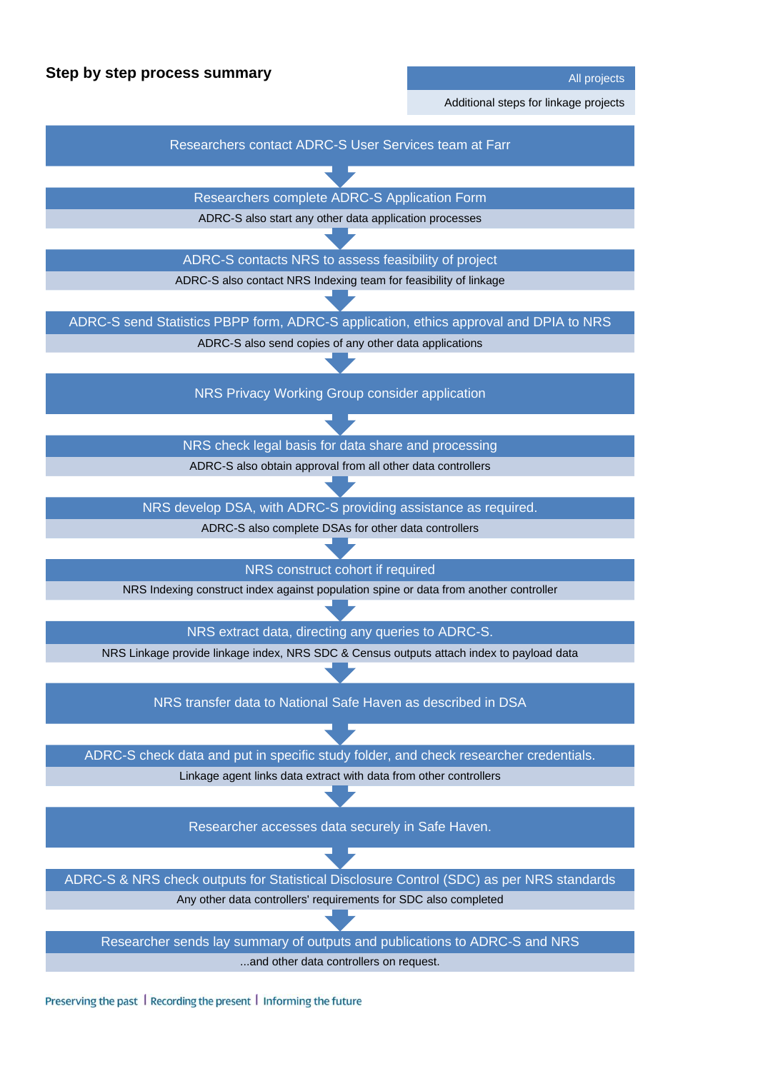**Step by step process summary**

All projects

Additional steps for linkage projects

Researchers contact ADRC-S User Services team at Farr

Researchers complete ADRC-S Application Form

ADRC-S also start any other data application processes

ADRC-S contacts NRS to assess feasibility of project

ADRC-S also contact NRS Indexing team for feasibility of linkage

ADRC-S send Statistics PBPP form, ADRC-S application, ethics approval and DPIA to NRS

ADRC-S also send copies of any other data applications

NRS Privacy Working Group consider application

NRS check legal basis for data share and processing

ADRC-S also obtain approval from all other data controllers

NRS develop DSA, with ADRC-S providing assistance as required.

ADRC-S also complete DSAs for other data controllers

NRS construct cohort if required

NRS Indexing construct index against population spine or data from another controller

NRS extract data, directing any queries to ADRC-S.

NRS Linkage provide linkage index, NRS SDC & Census outputs attach index to payload data

NRS transfer data to National Safe Haven as described in DSA

ADRC-S check data and put in specific study folder, and check researcher credentials.

Linkage agent links data extract with data from other controllers

Researcher accesses data securely in Safe Haven.

ADRC-S & NRS check outputs for Statistical Disclosure Control (SDC) as per NRS standards

Any other data controllers' requirements for SDC also completed

Researcher sends lay summary of outputs and publications to ADRC-S and NRS

...and other data controllers on request.